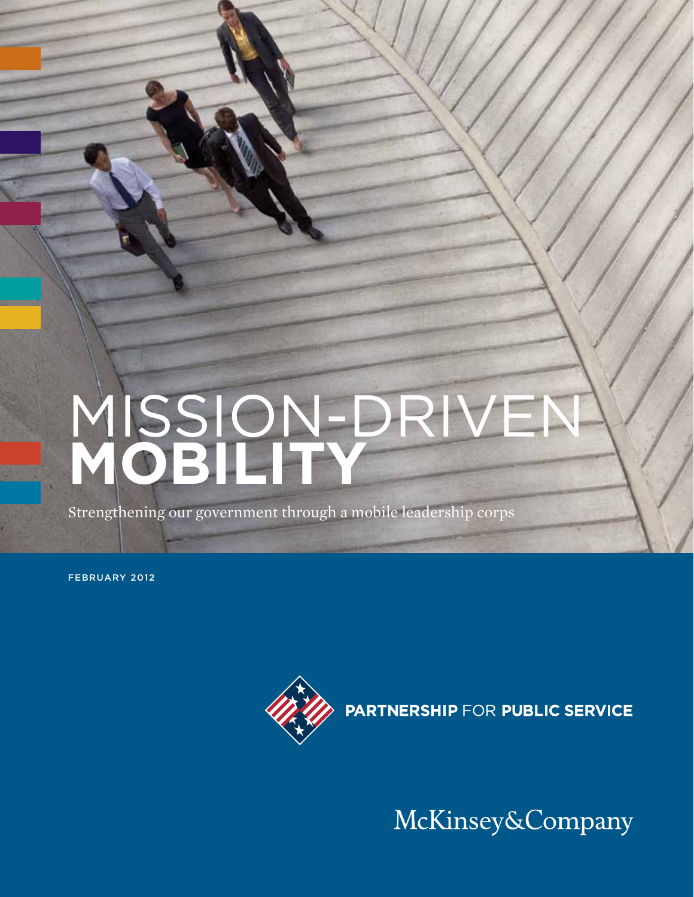# MISSION-DRIVEN **MOBILITY**

Strengthening our government through a mobile leadership corps

FEBRUARY 2012

**PARTNERSHIP** FOR **PUBLIC SERVICE**

McKinsey&Company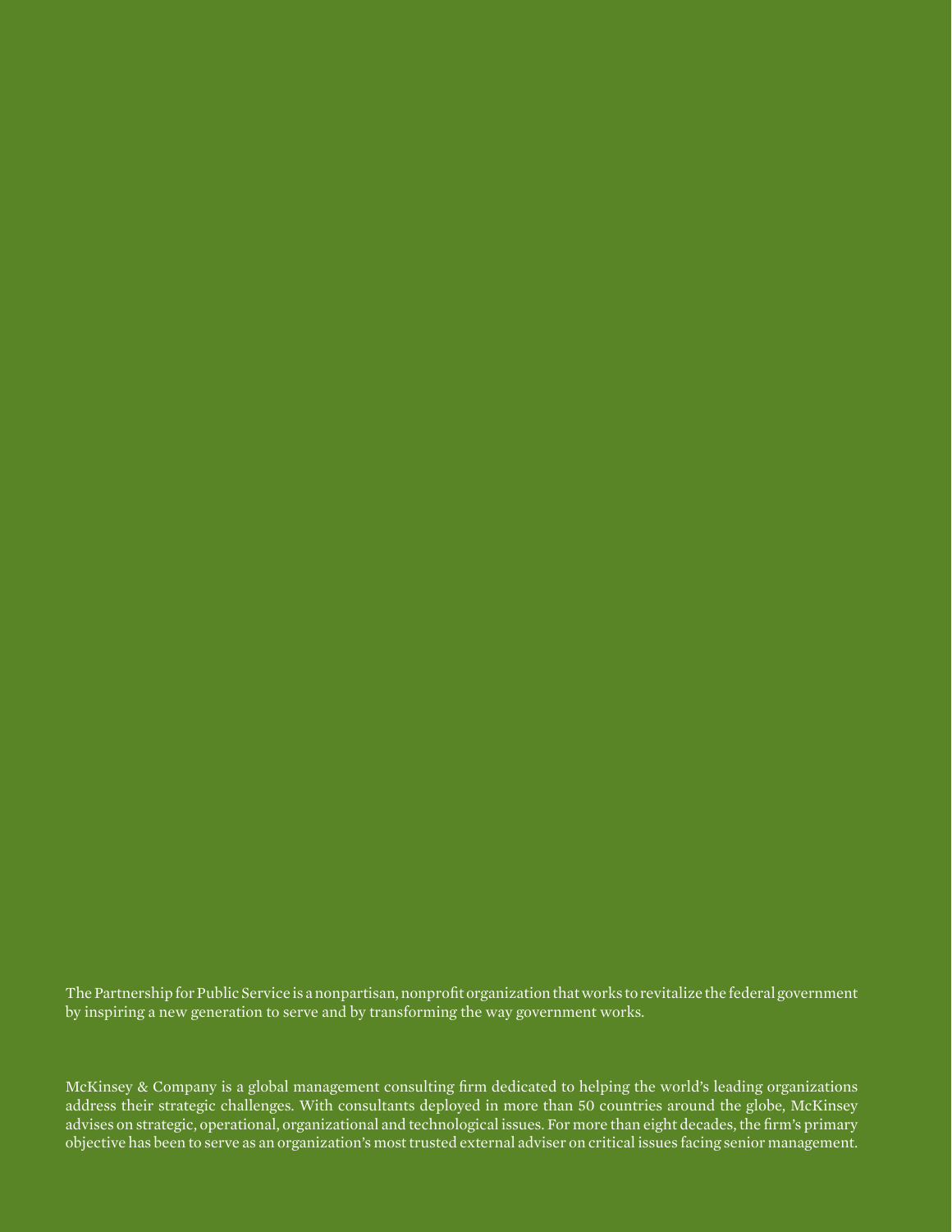The Partnership for Public Service is a nonpartisan, nonprofit organization that works to revitalize the federal government by inspiring a new generation to serve and by transforming the way government works.

McKinsey & Company is a global management consulting firm dedicated to helping the world's leading organizations address their strategic challenges. With consultants deployed in more than 50 countries around the globe, McKinsey advises on strategic, operational, organizational and technological issues. For more than eight decades, the firm's primary objective has been to serve as an organization's most trusted external adviser on critical issues facing senior management.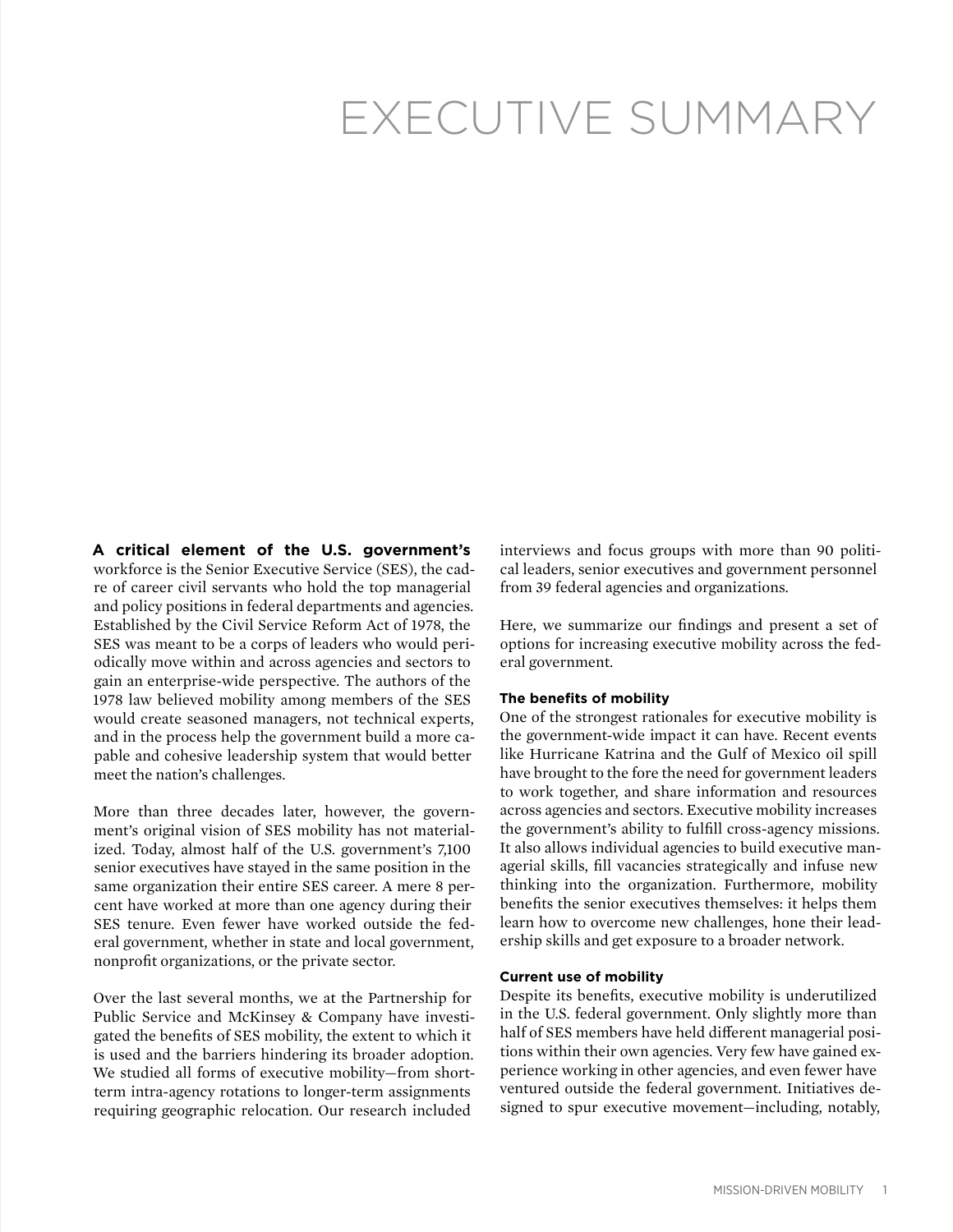# EXECUTIVE SUMMARY

**A critical element of the U.S. government's** workforce is the Senior Executive Service (SES), the cadre of career civil servants who hold the top managerial and policy positions in federal departments and agencies. Established by the Civil Service Reform Act of 1978, the SES was meant to be a corps of leaders who would periodically move within and across agencies and sectors to gain an enterprise-wide perspective. The authors of the 1978 law believed mobility among members of the SES would create seasoned managers, not technical experts, and in the process help the government build a more capable and cohesive leadership system that would better meet the nation's challenges.

More than three decades later, however, the government's original vision of SES mobility has not materialized. Today, almost half of the U.S. government's 7,100 senior executives have stayed in the same position in the same organization their entire SES career. A mere 8 percent have worked at more than one agency during their SES tenure. Even fewer have worked outside the federal government, whether in state and local government, nonprofit organizations, or the private sector.

Over the last several months, we at the Partnership for Public Service and McKinsey & Company have investigated the benefits of SES mobility, the extent to which it is used and the barriers hindering its broader adoption. We studied all forms of executive mobility—from short-term intra-agency rotations to longer-term assignments requiring geographic relocation. Our research included interviews and focus groups with more than 90 political leaders, senior executives and government personnel from 39 federal agencies and organizations.

Here, we summarize our findings and present a set of options for increasing executive mobility across the federal government.

#### The benefits of mobility

One of the strongest rationales for executive mobility is the government-wide impact it can have. Recent events like Hurricane Katrina and the Gulf of Mexico oil spill have brought to the fore the need for government leaders to work together, and share information and resources across agencies and sectors. Executive mobility increases the government's ability to fulfill cross-agency missions. It also allows individual agencies to build executive managerial skills, fill vacancies strategically and infuse new thinking into the organization. Furthermore, mobility benefits the senior executives themselves: it helps them learn how to overcome new challenges, hone their leadership skills and get exposure to a broader network.

#### Current use of mobility

Despite its benefits, executive mobility is underutilized in the U.S. federal government. Only slightly more than half of SES members have held different managerial positions within their own agencies. Very few have gained experience working in other agencies, and even fewer have ventured outside the federal government. Initiatives designed to spur executive movement—including, notably,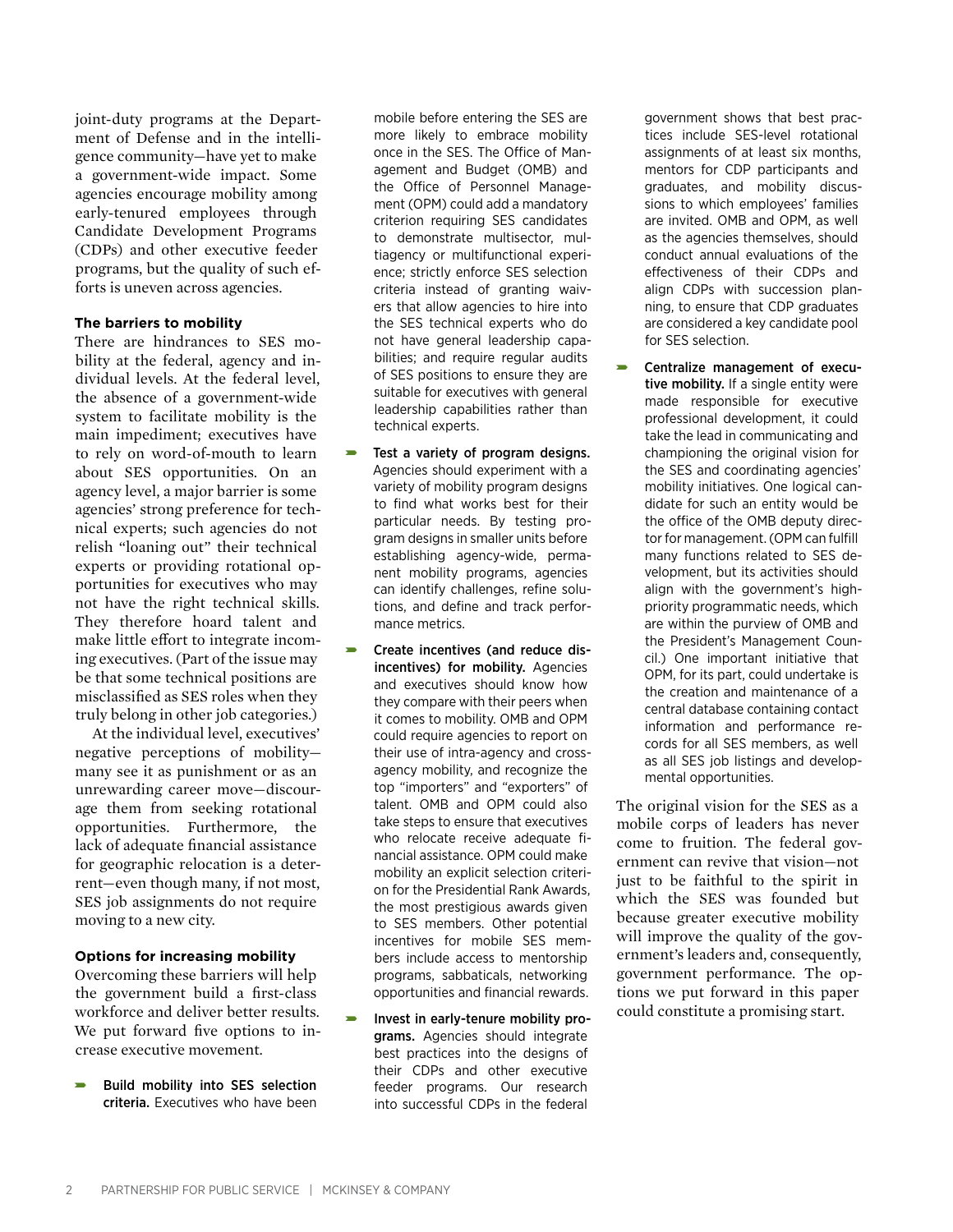joint-duty programs at the Department of Defense and in the intelligence community—have yet to make a government-wide impact. Some agencies encourage mobility among early-tenured employees through Candidate Development Programs (CDPs) and other executive feeder programs, but the quality of such efforts is uneven across agencies.

### The barriers to mobility

There are hindrances to SES mobility at the federal, agency and individual levels. At the federal level, the absence of a government-wide system to facilitate mobility is the main impediment; executives have to rely on word-of-mouth to learn about SES opportunities. On an agency level, a major barrier is some agencies' strong preference for technical experts; such agencies do not relish "loaning out" their technical experts or providing rotational opportunities for executives who may not have the right technical skills. They therefore hoard talent and make little effort to integrate incoming executives. (Part of the issue may be that some technical positions are misclassified as SES roles when they truly belong in other job categories.)

At the individual level, executives' negative perceptions of mobility—many see it as punishment or as an unrewarding career move—discourage them from seeking rotational opportunities. Furthermore, the lack of adequate financial assistance for geographic relocation is a deterrent—even though many, if not most, SES job assignments do not require moving to a new city.

### Options for increasing mobility

Overcoming these barriers will help the government build a first-class workforce and deliver better results. We put forward five options to increase executive movement.

- **Build mobility into SES selection criteria.** Executives who have been mobile before entering the SES are more likely to embrace mobility once in the SES. The Office of Management and Budget (OMB) and the Office of Personnel Management (OPM) could add a mandatory criterion requiring SES candidates to demonstrate multisector, multiagency or multifunctional experience; strictly enforce SES selection criteria instead of granting waivers that allow agencies to hire into the SES technical experts who do not have general leadership capabilities; and require regular audits of SES positions to ensure they are suitable for executives with general leadership capabilities rather than technical experts.
- **Test a variety of program designs.** Agencies should experiment with a variety of mobility program designs to find what works best for their particular needs. By testing program designs in smaller units before establishing agency-wide, permanent mobility programs, agencies can identify challenges, refine solutions, and define and track performance metrics.
- **Create incentives (and reduce disincentives) for mobility.** Agencies and executives should know how they compare with their peers when it comes to mobility. OMB and OPM could require agencies to report on their use of intra-agency and cross-agency mobility, and recognize the top "importers" and "exporters" of talent. OMB and OPM could also take steps to ensure that executives who relocate receive adequate financial assistance. OPM could make mobility an explicit selection criterion for the Presidential Rank Awards, the most prestigious awards given to SES members. Other potential incentives for mobile SES members include access to mentorship programs, sabbaticals, networking opportunities and financial rewards.
- **Invest in early-tenure mobility programs.** Agencies should integrate best practices into the designs of their CDPs and other executive feeder programs. Our research into successful CDPs in the federal government shows that best practices include SES-level rotational assignments of at least six months, mentors for CDP participants and graduates, and mobility discussions to which employees' families are invited. OMB and OPM, as well as the agencies themselves, should conduct annual evaluations of the effectiveness of their CDPs and align CDPs with succession planning, to ensure that CDP graduates are considered a key candidate pool for SES selection.
- **Centralize management of executive mobility.** If a single entity were made responsible for executive professional development, it could take the lead in communicating and championing the original vision for the SES and coordinating agencies' mobility initiatives. One logical candidate for such an entity would be the office of the OMB deputy director for management. (OPM can fulfill many functions related to SES development, but its activities should align with the government's high-priority programmatic needs, which are within the purview of OMB and the President's Management Council.) One important initiative that OPM, for its part, could undertake is the creation and maintenance of a central database containing contact information and performance records for all SES members, as well as all SES job listings and developmental opportunities.

The original vision for the SES as a mobile corps of leaders has never come to fruition. The federal government can revive that vision—not just to be faithful to the spirit in which the SES was founded but because greater executive mobility will improve the quality of the government's leaders and, consequently, government performance. The options we put forward in this paper could constitute a promising start.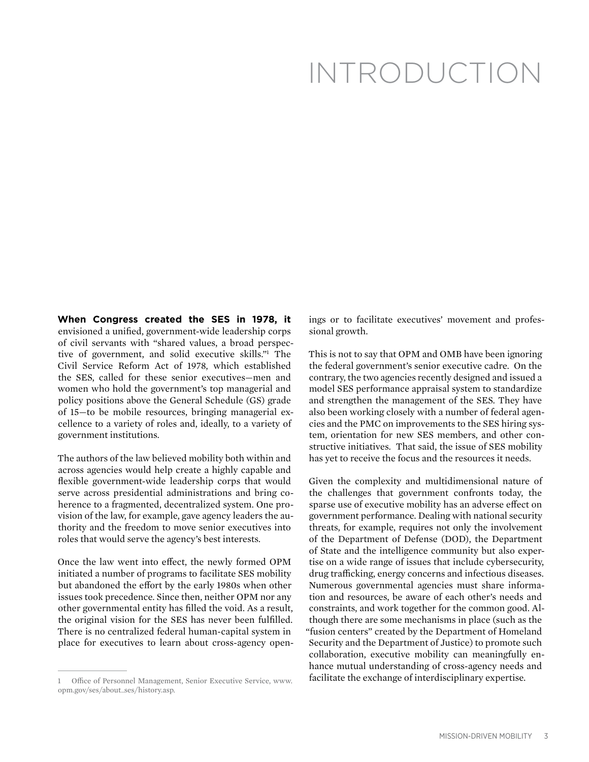# INTRODUCTION

**When Congress created the SES in 1978, it** envisioned a unified, government-wide leadership corps of civil servants with "shared values, a broad perspective of government, and solid executive skills."[1] The Civil Service Reform Act of 1978, which established the SES, called for these senior executives—men and women who hold the government's top managerial and policy positions above the General Schedule (GS) grade of 15—to be mobile resources, bringing managerial excellence to a variety of roles and, ideally, to a variety of government institutions.

The authors of the law believed mobility both within and across agencies would help create a highly capable and flexible government-wide leadership corps that would serve across presidential administrations and bring coherence to a fragmented, decentralized system. One provision of the law, for example, gave agency leaders the authority and the freedom to move senior executives into roles that would serve the agency's best interests.

Once the law went into effect, the newly formed OPM initiated a number of programs to facilitate SES mobility but abandoned the effort by the early 1980s when other issues took precedence. Since then, neither OPM nor any other governmental entity has filled the void. As a result, the original vision for the SES has never been fulfilled. There is no centralized federal human-capital system in place for executives to learn about cross-agency openings or to facilitate executives' movement and professional growth.

This is not to say that OPM and OMB have been ignoring the federal government's senior executive cadre. On the contrary, the two agencies recently designed and issued a model SES performance appraisal system to standardize and strengthen the management of the SES. They have also been working closely with a number of federal agencies and the PMC on improvements to the SES hiring system, orientation for new SES members, and other constructive initiatives. That said, the issue of SES mobility has yet to receive the focus and the resources it needs.

Given the complexity and multidimensional nature of the challenges that government confronts today, the sparse use of executive mobility has an adverse effect on government performance. Dealing with national security threats, for example, requires not only the involvement of the Department of Defense (DOD), the Department of State and the intelligence community but also expertise on a wide range of issues that include cybersecurity, drug trafficking, energy concerns and infectious diseases. Numerous governmental agencies must share information and resources, be aware of each other's needs and constraints, and work together for the common good. Although there are some mechanisms in place (such as the "fusion centers" created by the Department of Homeland Security and the Department of Justice) to promote such collaboration, executive mobility can meaningfully enhance mutual understanding of cross-agency needs and facilitate the exchange of interdisciplinary expertise.

---

1 Office of Personnel Management, Senior Executive Service, www.opm.gov/ses/about_ses/history.asp.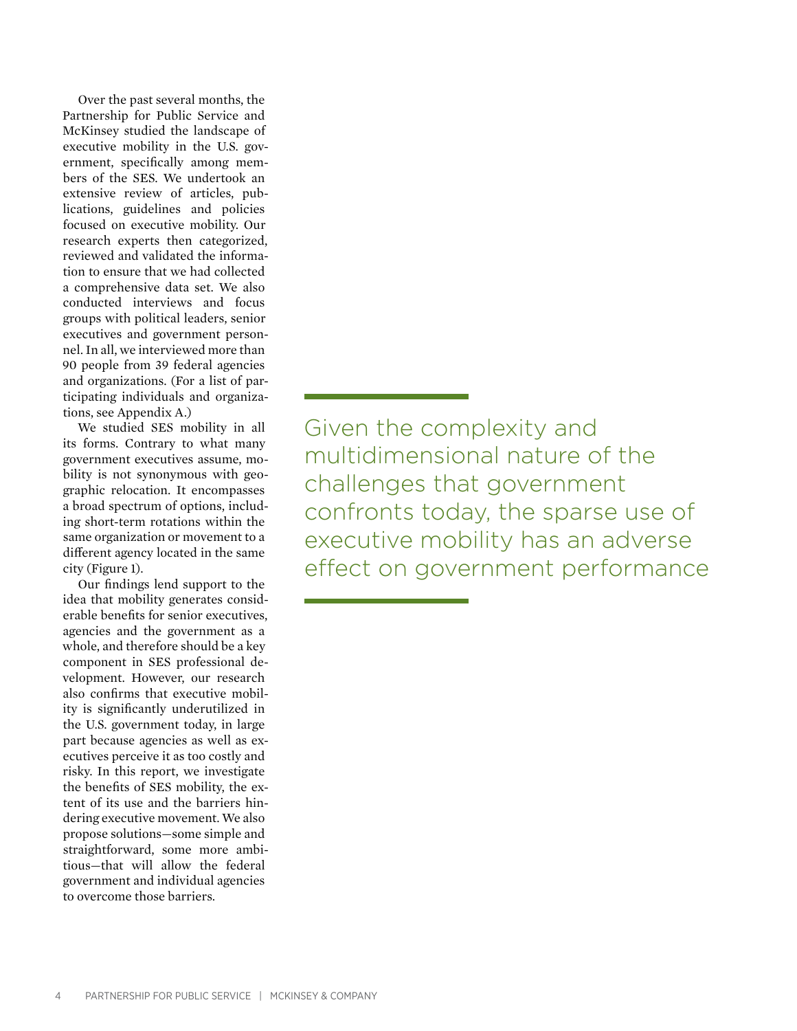Over the past several months, the Partnership for Public Service and McKinsey studied the landscape of executive mobility in the U.S. government, specifically among members of the SES. We undertook an extensive review of articles, publications, guidelines and policies focused on executive mobility. Our research experts then categorized, reviewed and validated the information to ensure that we had collected a comprehensive data set. We also conducted interviews and focus groups with political leaders, senior executives and government personnel. In all, we interviewed more than 90 people from 39 federal agencies and organizations. (For a list of participating individuals and organizations, see Appendix A.)

We studied SES mobility in all its forms. Contrary to what many government executives assume, mobility is not synonymous with geographic relocation. It encompasses a broad spectrum of options, including short-term rotations within the same organization or movement to a different agency located in the same city (Figure 1).

Our findings lend support to the idea that mobility generates considerable benefits for senior executives, agencies and the government as a whole, and therefore should be a key component in SES professional development. However, our research also confirms that executive mobility is significantly underutilized in the U.S. government today, in large part because agencies as well as executives perceive it as too costly and risky. In this report, we investigate the benefits of SES mobility, the extent of its use and the barriers hindering executive movement. We also propose solutions—some simple and straightforward, some more ambitious—that will allow the federal government and individual agencies to overcome those barriers.

> Given the complexity and multidimensional nature of the challenges that government confronts today, the sparse use of executive mobility has an adverse effect on government performance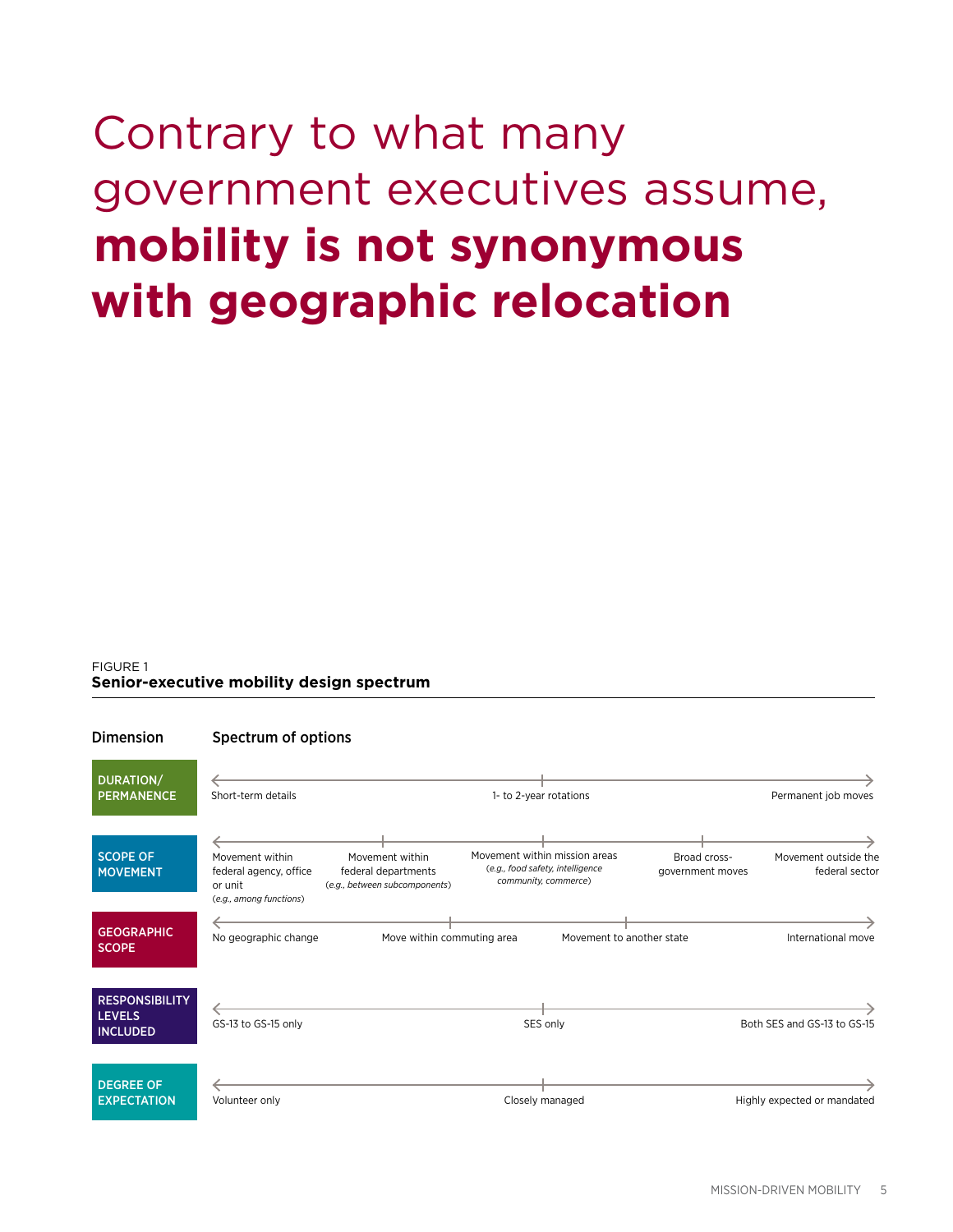# Contrary to what many government executives assume, **mobility is not synonymous with geographic relocation**

FIGURE 1
**Senior-executive mobility design spectrum**

| Dimension | Spectrum of options | | | | |
|---|---|---|---|---|---|
| DURATION/ PERMANENCE | Short-term details | | 1- to 2-year rotations | | Permanent job moves |
| SCOPE OF MOVEMENT | Movement within federal agency, office or unit (*e.g., among functions*) | Movement within federal departments (*e.g., between subcomponents*) | Movement within mission areas (*e.g., food safety, intelligence community, commerce*) | Broad cross-government moves | Movement outside the federal sector |
| GEOGRAPHIC SCOPE | No geographic change | Move within commuting area | Movement to another state | | International move |
| RESPONSIBILITY LEVELS INCLUDED | GS-13 to GS-15 only | | SES only | | Both SES and GS-13 to GS-15 |
| DEGREE OF EXPECTATION | Volunteer only | | Closely managed | | Highly expected or mandated |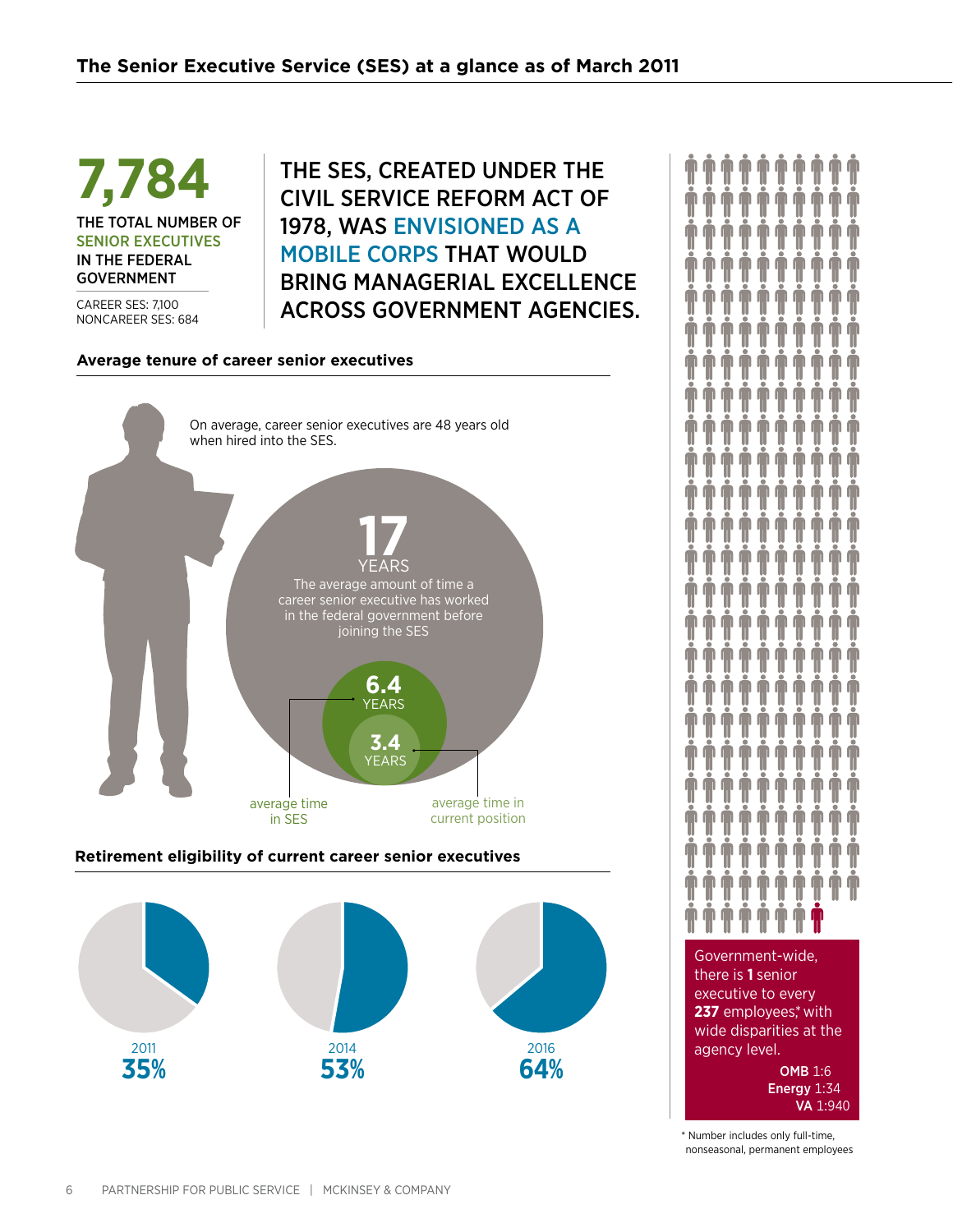## The Senior Executive Service (SES) at a glance as of March 2011

**7,784**

THE TOTAL NUMBER OF SENIOR EXECUTIVES IN THE FEDERAL GOVERNMENT

CAREER SES: 7,100
NONCAREER SES: 684

THE SES, CREATED UNDER THE CIVIL SERVICE REFORM ACT OF 1978, WAS ENVISIONED AS A MOBILE CORPS THAT WOULD BRING MANAGERIAL EXCELLENCE ACROSS GOVERNMENT AGENCIES.

### Average tenure of career senior executives

On average, career senior executives are 48 years old when hired into the SES.

**17** YEARS
The average amount of time a career senior executive has worked in the federal government before joining the SES

**6.4** YEARS
average time in SES

**3.4** YEARS
average time in current position

### Retirement eligibility of current career senior executives

| 2011 | 2014 | 2016 |
|---|---|---|
| **35%** | **53%** | **64%** |

Government-wide, there is **1** senior executive to every **237** employees,* with wide disparities at the agency level.

**OMB** 1:6
**Energy** 1:34
**VA** 1:940

\* Number includes only full-time, nonseasonal, permanent employees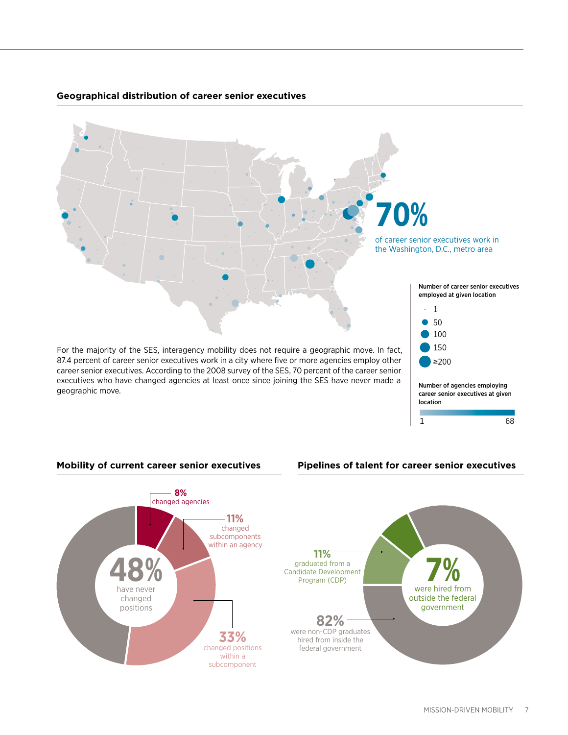## Geographical distribution of career senior executives

**70%** of career senior executives work in the Washington, D.C., metro area

Number of career senior executives employed at given location

- 1
- 50
- 100
- 150
- ≥200

Number of agencies employing career senior executives at given location

1 — 68

For the majority of the SES, interagency mobility does not require a geographic move. In fact, 87.4 percent of career senior executives work in a city where five or more agencies employ other career senior executives. According to the 2008 survey of the SES, 70 percent of the career senior executives who have changed agencies at least once since joining the SES have never made a geographic move.

## Mobility of current career senior executives

- **8%** changed agencies
- **11%** changed subcomponents within an agency
- **33%** changed positions within a subcomponent
- **48%** have never changed positions

## Pipelines of talent for career senior executives

- **11%** graduated from a Candidate Development Program (CDP)
- **82%** were non-CDP graduates hired from inside the federal government
- **7%** were hired from outside the federal government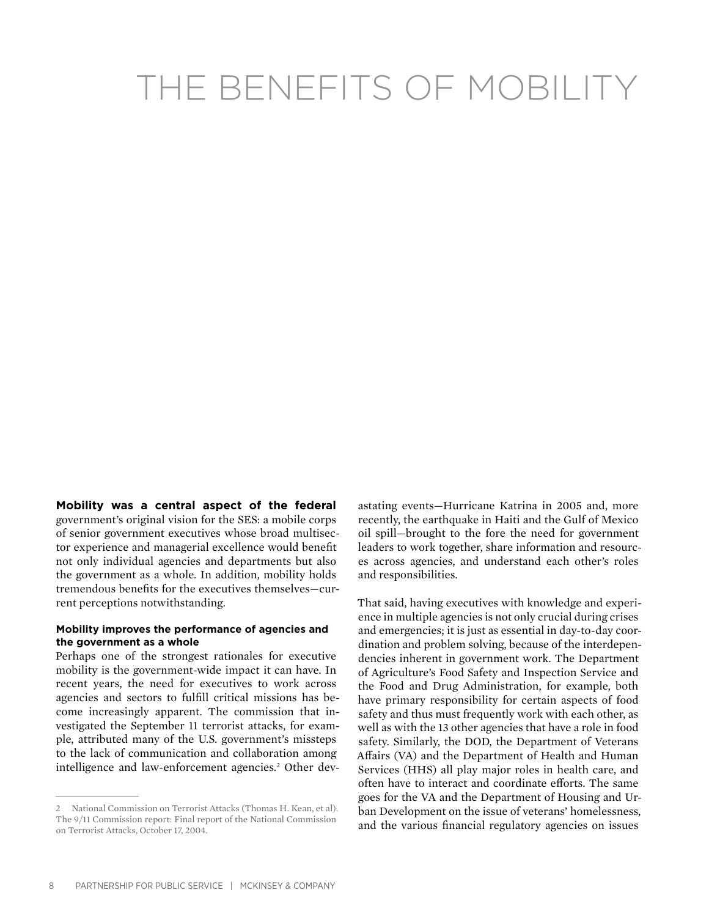# THE BENEFITS OF MOBILITY

**Mobility was a central aspect of the federal** government's original vision for the SES: a mobile corps of senior government executives whose broad multisector experience and managerial excellence would benefit not only individual agencies and departments but also the government as a whole. In addition, mobility holds tremendous benefits for the executives themselves—current perceptions notwithstanding.

### Mobility improves the performance of agencies and the government as a whole

Perhaps one of the strongest rationales for executive mobility is the government-wide impact it can have. In recent years, the need for executives to work across agencies and sectors to fulfill critical missions has become increasingly apparent. The commission that investigated the September 11 terrorist attacks, for example, attributed many of the U.S. government's missteps to the lack of communication and collaboration among intelligence and law-enforcement agencies.[2] Other devastating events—Hurricane Katrina in 2005 and, more recently, the earthquake in Haiti and the Gulf of Mexico oil spill—brought to the fore the need for government leaders to work together, share information and resources across agencies, and understand each other's roles and responsibilities.

That said, having executives with knowledge and experience in multiple agencies is not only crucial during crises and emergencies; it is just as essential in day-to-day coordination and problem solving, because of the interdependencies inherent in government work. The Department of Agriculture's Food Safety and Inspection Service and the Food and Drug Administration, for example, both have primary responsibility for certain aspects of food safety and thus must frequently work with each other, as well as with the 13 other agencies that have a role in food safety. Similarly, the DOD, the Department of Veterans Affairs (VA) and the Department of Health and Human Services (HHS) all play major roles in health care, and often have to interact and coordinate efforts. The same goes for the VA and the Department of Housing and Urban Development on the issue of veterans' homelessness, and the various financial regulatory agencies on issues

---

2 National Commission on Terrorist Attacks (Thomas H. Kean, et al). The 9/11 Commission report: Final report of the National Commission on Terrorist Attacks, October 17, 2004.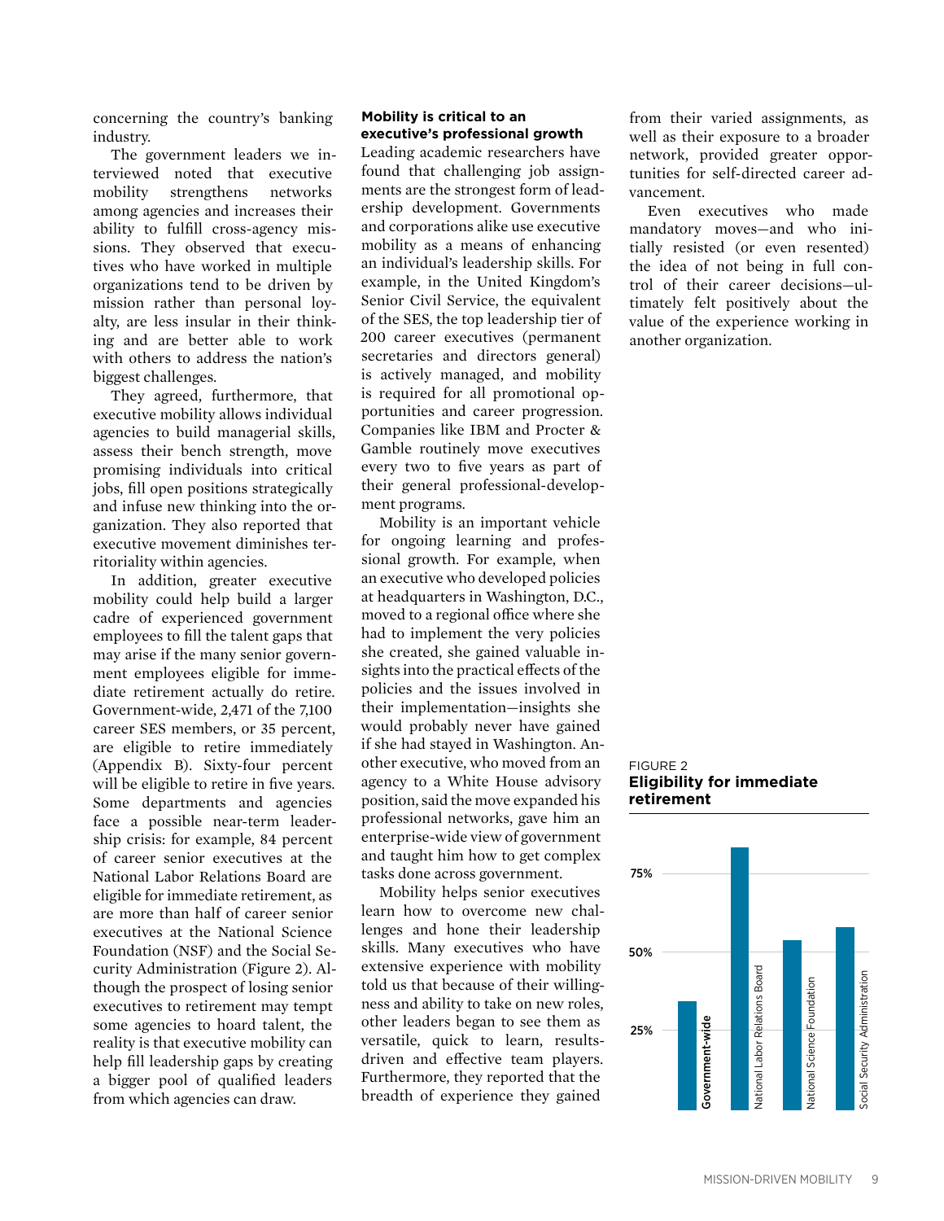concerning the country's banking industry.

The government leaders we interviewed noted that executive mobility strengthens networks among agencies and increases their ability to fulfill cross-agency missions. They observed that executives who have worked in multiple organizations tend to be driven by mission rather than personal loyalty, are less insular in their thinking and are better able to work with others to address the nation's biggest challenges.

They agreed, furthermore, that executive mobility allows individual agencies to build managerial skills, assess their bench strength, move promising individuals into critical jobs, fill open positions strategically and infuse new thinking into the organization. They also reported that executive movement diminishes territoriality within agencies.

In addition, greater executive mobility could help build a larger cadre of experienced government employees to fill the talent gaps that may arise if the many senior government employees eligible for immediate retirement actually do retire. Government-wide, 2,471 of the 7,100 career SES members, or 35 percent, are eligible to retire immediately (Appendix B). Sixty-four percent will be eligible to retire in five years. Some departments and agencies face a possible near-term leadership crisis: for example, 84 percent of career senior executives at the National Labor Relations Board are eligible for immediate retirement, as are more than half of career senior executives at the National Science Foundation (NSF) and the Social Security Administration (Figure 2). Although the prospect of losing senior executives to retirement may tempt some agencies to hoard talent, the reality is that executive mobility can help fill leadership gaps by creating a bigger pool of qualified leaders from which agencies can draw.

### Mobility is critical to an executive's professional growth

Leading academic researchers have found that challenging job assignments are the strongest form of leadership development. Governments and corporations alike use executive mobility as a means of enhancing an individual's leadership skills. For example, in the United Kingdom's Senior Civil Service, the equivalent of the SES, the top leadership tier of 200 career executives (permanent secretaries and directors general) is actively managed, and mobility is required for all promotional opportunities and career progression. Companies like IBM and Procter & Gamble routinely move executives every two to five years as part of their general professional-development programs.

Mobility is an important vehicle for ongoing learning and professional growth. For example, when an executive who developed policies at headquarters in Washington, D.C., moved to a regional office where she had to implement the very policies she created, she gained valuable insights into the practical effects of the policies and the issues involved in their implementation—insights she would probably never have gained if she had stayed in Washington. Another executive, who moved from an agency to a White House advisory position, said the move expanded his professional networks, gave him an enterprise-wide view of government and taught him how to get complex tasks done across government.

Mobility helps senior executives learn how to overcome new challenges and hone their leadership skills. Many executives who have extensive experience with mobility told us that because of their willingness and ability to take on new roles, other leaders began to see them as versatile, quick to learn, results-driven and effective team players. Furthermore, they reported that the breadth of experience they gained from their varied assignments, as well as their exposure to a broader network, provided greater opportunities for self-directed career advancement.

Even executives who made mandatory moves—and who initially resisted (or even resented) the idea of not being in full control of their career decisions—ultimately felt positively about the value of the experience working in another organization.

FIGURE 2
**Eligibility for immediate retirement**

| Agency | Eligibility for immediate retirement (approx.) |
|---|---|
| Government-wide | 35% |
| National Labor Relations Board | 84% |
| National Science Foundation | 54% |
| Social Security Administration | 58% |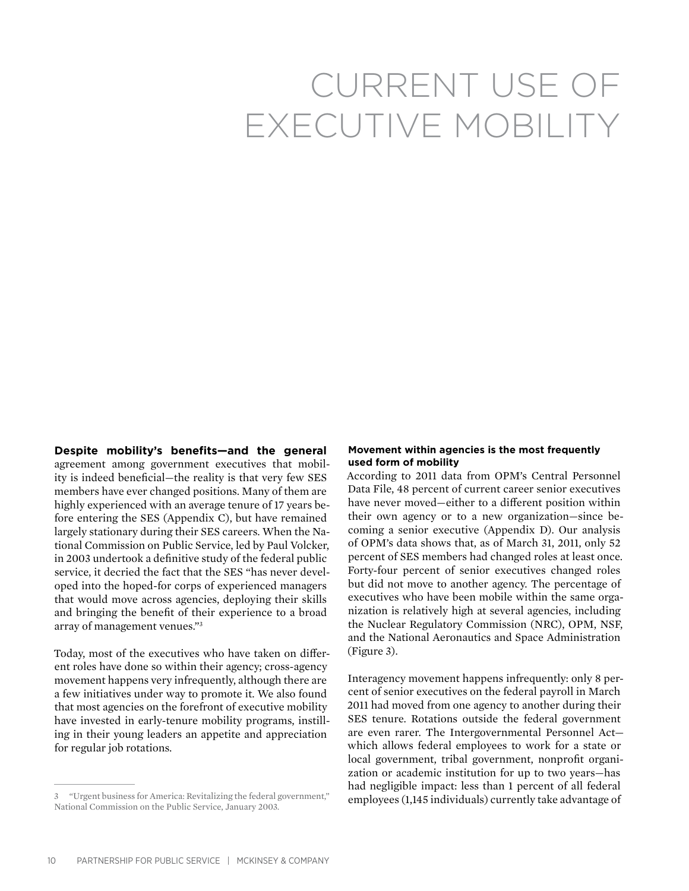# CURRENT USE OF EXECUTIVE MOBILITY

**Despite mobility's benefits—and the general** agreement among government executives that mobility is indeed beneficial—the reality is that very few SES members have ever changed positions. Many of them are highly experienced with an average tenure of 17 years before entering the SES (Appendix C), but have remained largely stationary during their SES careers. When the National Commission on Public Service, led by Paul Volcker, in 2003 undertook a definitive study of the federal public service, it decried the fact that the SES "has never developed into the hoped-for corps of experienced managers that would move across agencies, deploying their skills and bringing the benefit of their experience to a broad array of management venues."[3]

Today, most of the executives who have taken on different roles have done so within their agency; cross-agency movement happens very infrequently, although there are a few initiatives under way to promote it. We also found that most agencies on the forefront of executive mobility have invested in early-tenure mobility programs, instilling in their young leaders an appetite and appreciation for regular job rotations.

3 "Urgent business for America: Revitalizing the federal government," National Commission on the Public Service, January 2003.

### Movement within agencies is the most frequently used form of mobility

According to 2011 data from OPM's Central Personnel Data File, 48 percent of current career senior executives have never moved—either to a different position within their own agency or to a new organization—since becoming a senior executive (Appendix D). Our analysis of OPM's data shows that, as of March 31, 2011, only 52 percent of SES members had changed roles at least once. Forty-four percent of senior executives changed roles but did not move to another agency. The percentage of executives who have been mobile within the same organization is relatively high at several agencies, including the Nuclear Regulatory Commission (NRC), OPM, NSF, and the National Aeronautics and Space Administration (Figure 3).

Interagency movement happens infrequently: only 8 percent of senior executives on the federal payroll in March 2011 had moved from one agency to another during their SES tenure. Rotations outside the federal government are even rarer. The Intergovernmental Personnel Act—which allows federal employees to work for a state or local government, tribal government, nonprofit organization or academic institution for up to two years—has had negligible impact: less than 1 percent of all federal employees (1,145 individuals) currently take advantage of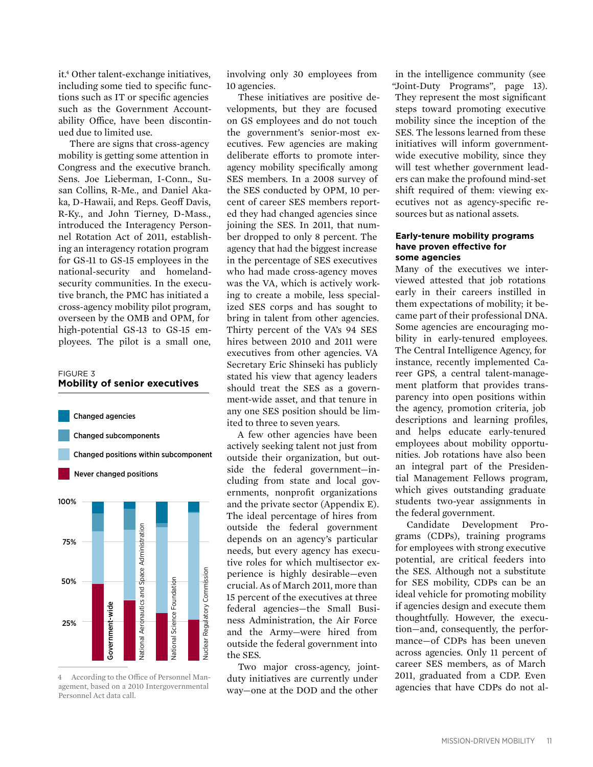it.[4] Other talent-exchange initiatives, including some tied to specific functions such as IT or specific agencies such as the Government Accountability Office, have been discontinued due to limited use.

There are signs that cross-agency mobility is getting some attention in Congress and the executive branch. Sens. Joe Lieberman, I-Conn., Susan Collins, R-Me., and Daniel Akaka, D-Hawaii, and Reps. Geoff Davis, R-Ky., and John Tierney, D-Mass., introduced the Interagency Personnel Rotation Act of 2011, establishing an interagency rotation program for GS-11 to GS-15 employees in the national-security and homeland-security communities. In the executive branch, the PMC has initiated a cross-agency mobility pilot program, overseen by the OMB and OPM, for high-potential GS-13 to GS-15 employees. The pilot is a small one, involving only 30 employees from 10 agencies.

These initiatives are positive developments, but they are focused on GS employees and do not touch the government's senior-most executives. Few agencies are making deliberate efforts to promote interagency mobility specifically among SES members. In a 2008 survey of the SES conducted by OPM, 10 percent of career SES members reported they had changed agencies since joining the SES. In 2011, that number dropped to only 8 percent. The agency that had the biggest increase in the percentage of SES executives who had made cross-agency moves was the VA, which is actively working to create a mobile, less specialized SES corps and has sought to bring in talent from other agencies. Thirty percent of the VA's 94 SES hires between 2010 and 2011 were executives from other agencies. VA Secretary Eric Shinseki has publicly stated his view that agency leaders should treat the SES as a government-wide asset, and that tenure in any one SES position should be limited to three to seven years.

A few other agencies have been actively seeking talent not just from outside their organization, but outside the federal government—including from state and local governments, nonprofit organizations and the private sector (Appendix E). The ideal percentage of hires from outside the federal government depends on an agency's particular needs, but every agency has executive roles for which multisector experience is highly desirable—even crucial. As of March 2011, more than 15 percent of the executives at three federal agencies—the Small Business Administration, the Air Force and the Army—were hired from outside the federal government into the SES.

Two major cross-agency, joint-duty initiatives are currently under way—one at the DOD and the other in the intelligence community (see "Joint-Duty Programs", page 13). They represent the most significant steps toward promoting executive mobility since the inception of the SES. The lessons learned from these initiatives will inform government-wide executive mobility, since they will test whether government leaders can make the profound mind-set shift required of them: viewing executives not as agency-specific resources but as national assets.

FIGURE 3
**Mobility of senior executives**

Legend: Changed agencies; Changed subcomponents; Changed positions within subcomponent; Never changed positions

Bars (0–100%): Government-wide; National Aeronautics and Space Administration; National Science Foundation; Nuclear Regulatory Commission

#### Early-tenure mobility programs have proven effective for some agencies

Many of the executives we interviewed attested that job rotations early in their careers instilled in them expectations of mobility; it became part of their professional DNA. Some agencies are encouraging mobility in early-tenured employees. The Central Intelligence Agency, for instance, recently implemented Career GPS, a central talent-management platform that provides transparency into open positions within the agency, promotion criteria, job descriptions and learning profiles, and helps educate early-tenured employees about mobility opportunities. Job rotations have also been an integral part of the Presidential Management Fellows program, which gives outstanding graduate students two-year assignments in the federal government.

Candidate Development Programs (CDPs), training programs for employees with strong executive potential, are critical feeders into the SES. Although not a substitute for SES mobility, CDPs can be an ideal vehicle for promoting mobility if agencies design and execute them thoughtfully. However, the execution—and, consequently, the performance—of CDPs has been uneven across agencies. Only 11 percent of career SES members, as of March 2011, graduated from a CDP. Even agencies that have CDPs do not al-

---

4 According to the Office of Personnel Management, based on a 2010 Intergovernmental Personnel Act data call.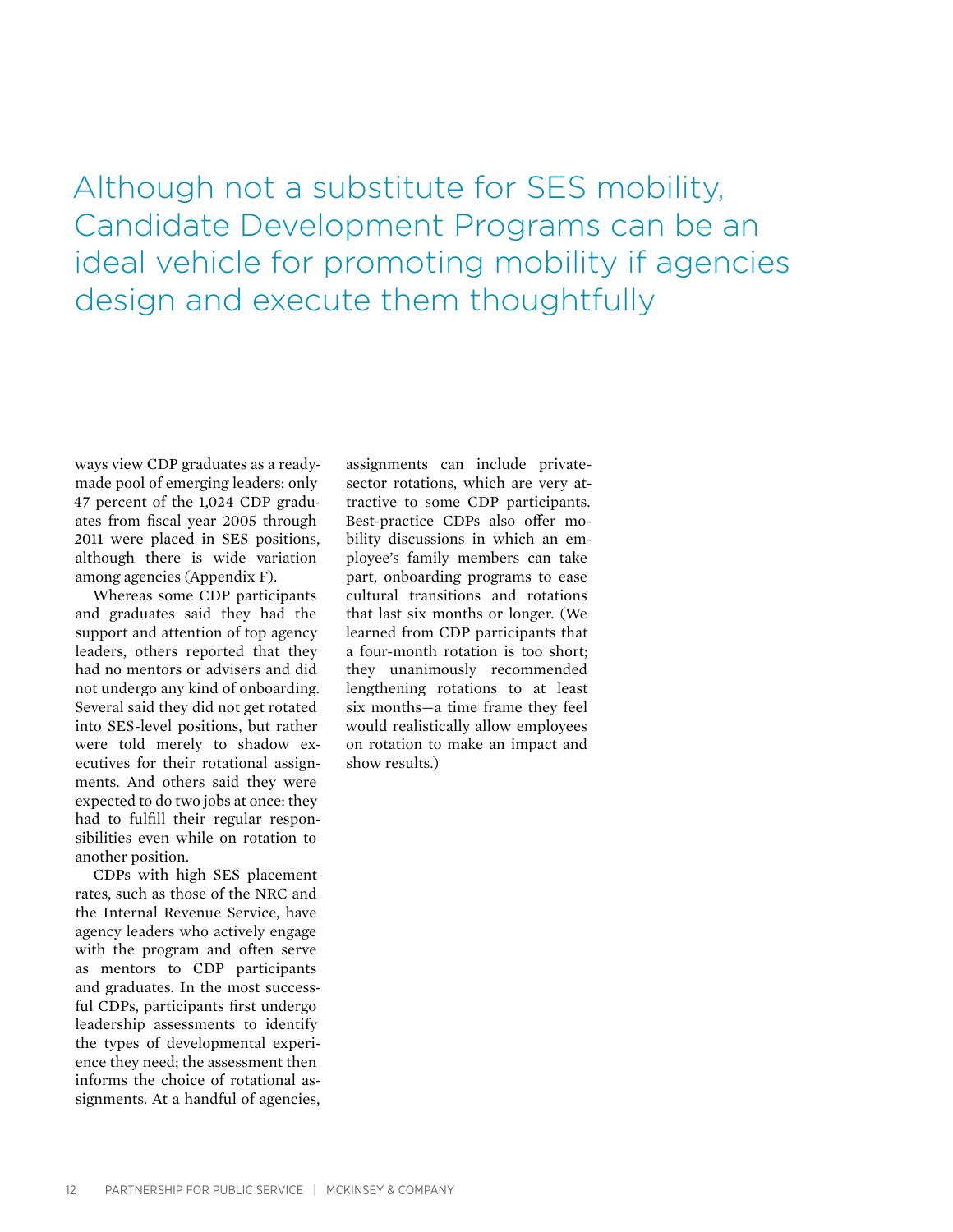# Although not a substitute for SES mobility, Candidate Development Programs can be an ideal vehicle for promoting mobility if agencies design and execute them thoughtfully

ways view CDP graduates as a ready-made pool of emerging leaders: only 47 percent of the 1,024 CDP graduates from fiscal year 2005 through 2011 were placed in SES positions, although there is wide variation among agencies (Appendix F).

Whereas some CDP participants and graduates said they had the support and attention of top agency leaders, others reported that they had no mentors or advisers and did not undergo any kind of onboarding. Several said they did not get rotated into SES-level positions, but rather were told merely to shadow executives for their rotational assignments. And others said they were expected to do two jobs at once: they had to fulfill their regular responsibilities even while on rotation to another position.

CDPs with high SES placement rates, such as those of the NRC and the Internal Revenue Service, have agency leaders who actively engage with the program and often serve as mentors to CDP participants and graduates. In the most successful CDPs, participants first undergo leadership assessments to identify the types of developmental experience they need; the assessment then informs the choice of rotational assignments. At a handful of agencies, assignments can include private-sector rotations, which are very attractive to some CDP participants. Best-practice CDPs also offer mobility discussions in which an employee's family members can take part, onboarding programs to ease cultural transitions and rotations that last six months or longer. (We learned from CDP participants that a four-month rotation is too short; they unanimously recommended lengthening rotations to at least six months—a time frame they feel would realistically allow employees on rotation to make an impact and show results.)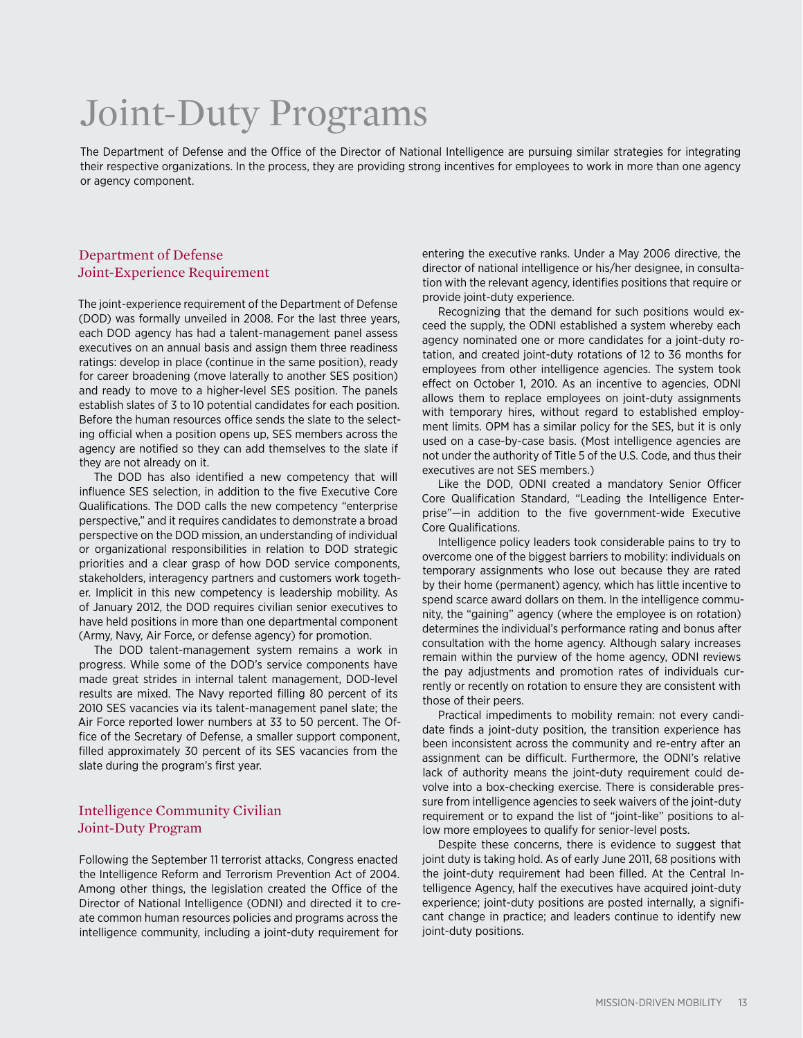# Joint-Duty Programs

The Department of Defense and the Office of the Director of National Intelligence are pursuing similar strategies for integrating their respective organizations. In the process, they are providing strong incentives for employees to work in more than one agency or agency component.

## Department of Defense Joint-Experience Requirement

The joint-experience requirement of the Department of Defense (DOD) was formally unveiled in 2008. For the last three years, each DOD agency has had a talent-management panel assess executives on an annual basis and assign them three readiness ratings: develop in place (continue in the same position), ready for career broadening (move laterally to another SES position) and ready to move to a higher-level SES position. The panels establish slates of 3 to 10 potential candidates for each position. Before the human resources office sends the slate to the selecting official when a position opens up, SES members across the agency are notified so they can add themselves to the slate if they are not already on it.

The DOD has also identified a new competency that will influence SES selection, in addition to the five Executive Core Qualifications. The DOD calls the new competency "enterprise perspective," and it requires candidates to demonstrate a broad perspective on the DOD mission, an understanding of individual or organizational responsibilities in relation to DOD strategic priorities and a clear grasp of how DOD service components, stakeholders, interagency partners and customers work together. Implicit in this new competency is leadership mobility. As of January 2012, the DOD requires civilian senior executives to have held positions in more than one departmental component (Army, Navy, Air Force, or defense agency) for promotion.

The DOD talent-management system remains a work in progress. While some of the DOD's service components have made great strides in internal talent management, DOD-level results are mixed. The Navy reported filling 80 percent of its 2010 SES vacancies via its talent-management panel slate; the Air Force reported lower numbers at 33 to 50 percent. The Office of the Secretary of Defense, a smaller support component, filled approximately 30 percent of its SES vacancies from the slate during the program's first year.

## Intelligence Community Civilian Joint-Duty Program

Following the September 11 terrorist attacks, Congress enacted the Intelligence Reform and Terrorism Prevention Act of 2004. Among other things, the legislation created the Office of the Director of National Intelligence (ODNI) and directed it to create common human resources policies and programs across the intelligence community, including a joint-duty requirement for entering the executive ranks. Under a May 2006 directive, the director of national intelligence or his/her designee, in consultation with the relevant agency, identifies positions that require or provide joint-duty experience.

Recognizing that the demand for such positions would exceed the supply, the ODNI established a system whereby each agency nominated one or more candidates for a joint-duty rotation, and created joint-duty rotations of 12 to 36 months for employees from other intelligence agencies. The system took effect on October 1, 2010. As an incentive to agencies, ODNI allows them to replace employees on joint-duty assignments with temporary hires, without regard to established employment limits. OPM has a similar policy for the SES, but it is only used on a case-by-case basis. (Most intelligence agencies are not under the authority of Title 5 of the U.S. Code, and thus their executives are not SES members.)

Like the DOD, ODNI created a mandatory Senior Officer Core Qualification Standard, "Leading the Intelligence Enterprise"—in addition to the five government-wide Executive Core Qualifications.

Intelligence policy leaders took considerable pains to try to overcome one of the biggest barriers to mobility: individuals on temporary assignments who lose out because they are rated by their home (permanent) agency, which has little incentive to spend scarce award dollars on them. In the intelligence community, the "gaining" agency (where the employee is on rotation) determines the individual's performance rating and bonus after consultation with the home agency. Although salary increases remain within the purview of the home agency, ODNI reviews the pay adjustments and promotion rates of individuals currently or recently on rotation to ensure they are consistent with those of their peers.

Practical impediments to mobility remain: not every candidate finds a joint-duty position, the transition experience has been inconsistent across the community and re-entry after an assignment can be difficult. Furthermore, the ODNI's relative lack of authority means the joint-duty requirement could devolve into a box-checking exercise. There is considerable pressure from intelligence agencies to seek waivers of the joint-duty requirement or to expand the list of "joint-like" positions to allow more employees to qualify for senior-level posts.

Despite these concerns, there is evidence to suggest that joint duty is taking hold. As of early June 2011, 68 positions with the joint-duty requirement had been filled. At the Central Intelligence Agency, half the executives have acquired joint-duty experience; joint-duty positions are posted internally, a significant change in practice; and leaders continue to identify new joint-duty positions.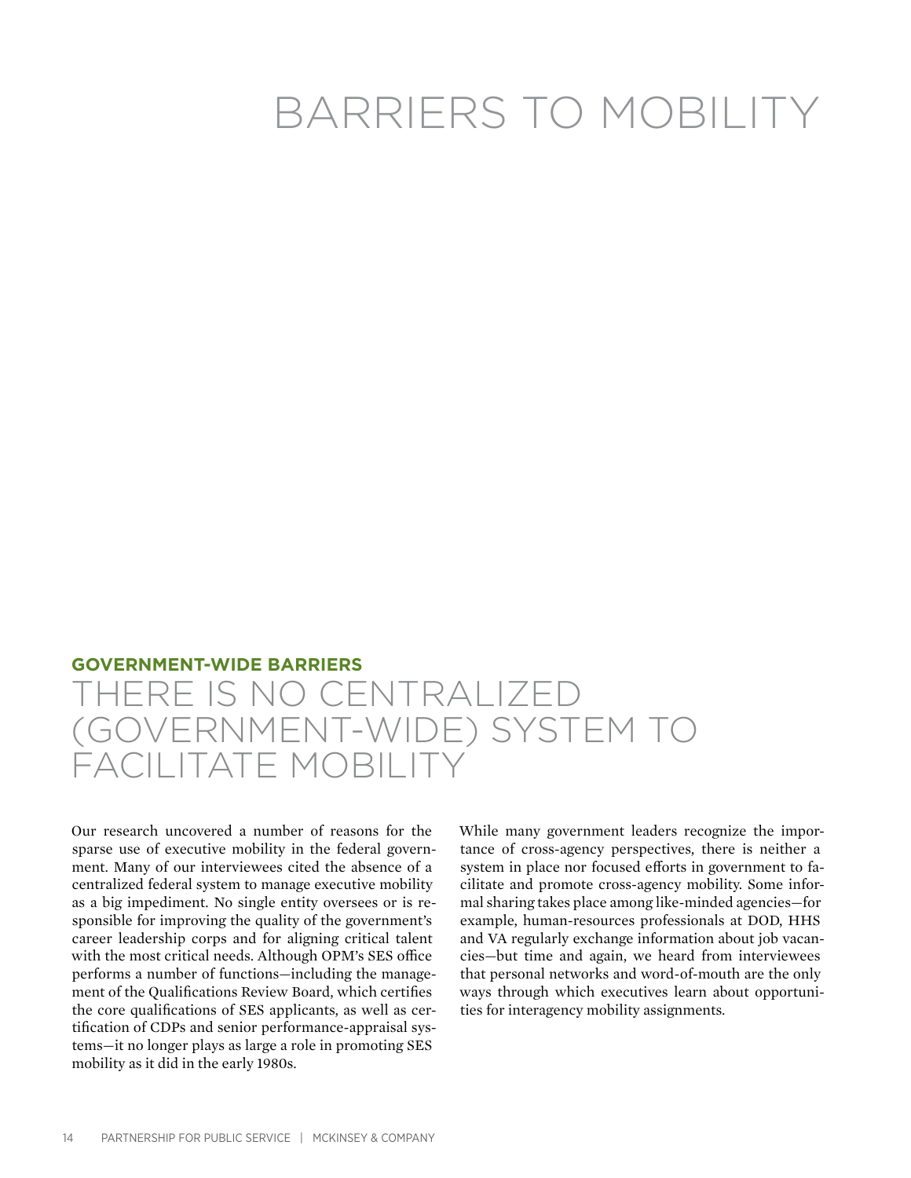# BARRIERS TO MOBILITY

**GOVERNMENT-WIDE BARRIERS**

## THERE IS NO CENTRALIZED (GOVERNMENT-WIDE) SYSTEM TO FACILITATE MOBILITY

Our research uncovered a number of reasons for the sparse use of executive mobility in the federal government. Many of our interviewees cited the absence of a centralized federal system to manage executive mobility as a big impediment. No single entity oversees or is responsible for improving the quality of the government's career leadership corps and for aligning critical talent with the most critical needs. Although OPM's SES office performs a number of functions—including the management of the Qualifications Review Board, which certifies the core qualifications of SES applicants, as well as certification of CDPs and senior performance-appraisal systems—it no longer plays as large a role in promoting SES mobility as it did in the early 1980s.

While many government leaders recognize the importance of cross-agency perspectives, there is neither a system in place nor focused efforts in government to facilitate and promote cross-agency mobility. Some informal sharing takes place among like-minded agencies—for example, human-resources professionals at DOD, HHS and VA regularly exchange information about job vacancies—but time and again, we heard from interviewees that personal networks and word-of-mouth are the only ways through which executives learn about opportunities for interagency mobility assignments.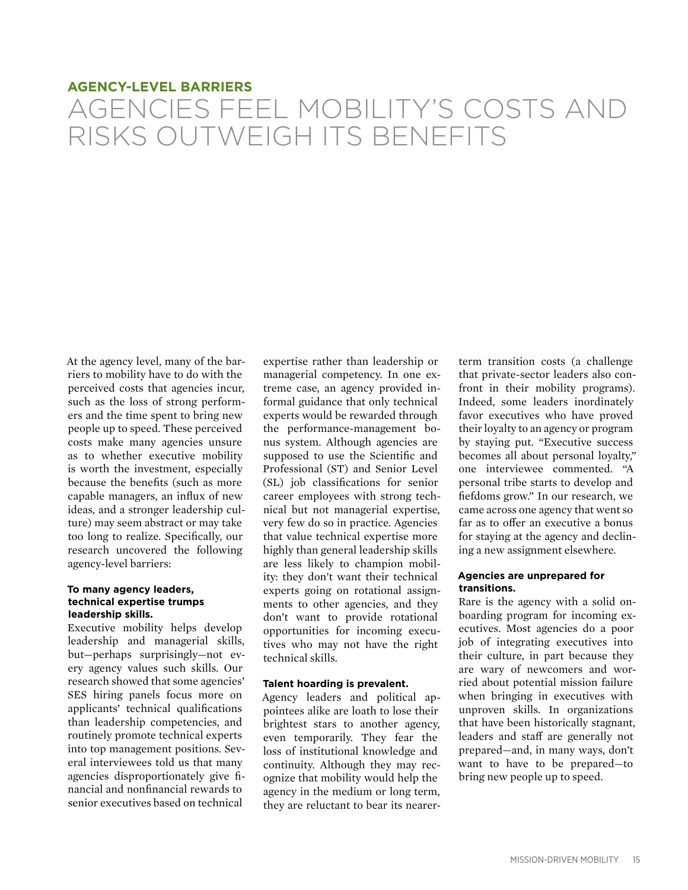## AGENCY-LEVEL BARRIERS

# AGENCIES FEEL MOBILITY'S COSTS AND RISKS OUTWEIGH ITS BENEFITS

At the agency level, many of the barriers to mobility have to do with the perceived costs that agencies incur, such as the loss of strong performers and the time spent to bring new people up to speed. These perceived costs make many agencies unsure as to whether executive mobility is worth the investment, especially because the benefits (such as more capable managers, an influx of new ideas, and a stronger leadership culture) may seem abstract or may take too long to realize. Specifically, our research uncovered the following agency-level barriers:

**To many agency leaders, technical expertise trumps leadership skills.**

Executive mobility helps develop leadership and managerial skills, but—perhaps surprisingly—not every agency values such skills. Our research showed that some agencies' SES hiring panels focus more on applicants' technical qualifications than leadership competencies, and routinely promote technical experts into top management positions. Several interviewees told us that many agencies disproportionately give financial and nonfinancial rewards to senior executives based on technical expertise rather than leadership or managerial competency. In one extreme case, an agency provided informal guidance that only technical experts would be rewarded through the performance-management bonus system. Although agencies are supposed to use the Scientific and Professional (ST) and Senior Level (SL) job classifications for senior career employees with strong technical but not managerial expertise, very few do so in practice. Agencies that value technical expertise more highly than general leadership skills are less likely to champion mobility: they don't want their technical experts going on rotational assignments to other agencies, and they don't want to provide rotational opportunities for incoming executives who may not have the right technical skills.

**Talent hoarding is prevalent.**

Agency leaders and political appointees alike are loath to lose their brightest stars to another agency, even temporarily. They fear the loss of institutional knowledge and continuity. Although they may recognize that mobility would help the agency in the medium or long term, they are reluctant to bear its nearer-term transition costs (a challenge that private-sector leaders also confront in their mobility programs). Indeed, some leaders inordinately favor executives who have proved their loyalty to an agency or program by staying put. "Executive success becomes all about personal loyalty," one interviewee commented. "A personal tribe starts to develop and fiefdoms grow." In our research, we came across one agency that went so far as to offer an executive a bonus for staying at the agency and declining a new assignment elsewhere.

**Agencies are unprepared for transitions.**

Rare is the agency with a solid onboarding program for incoming executives. Most agencies do a poor job of integrating executives into their culture, in part because they are wary of newcomers and worried about potential mission failure when bringing in executives with unproven skills. In organizations that have been historically stagnant, leaders and staff are generally not prepared—and, in many ways, don't want to have to be prepared—to bring new people up to speed.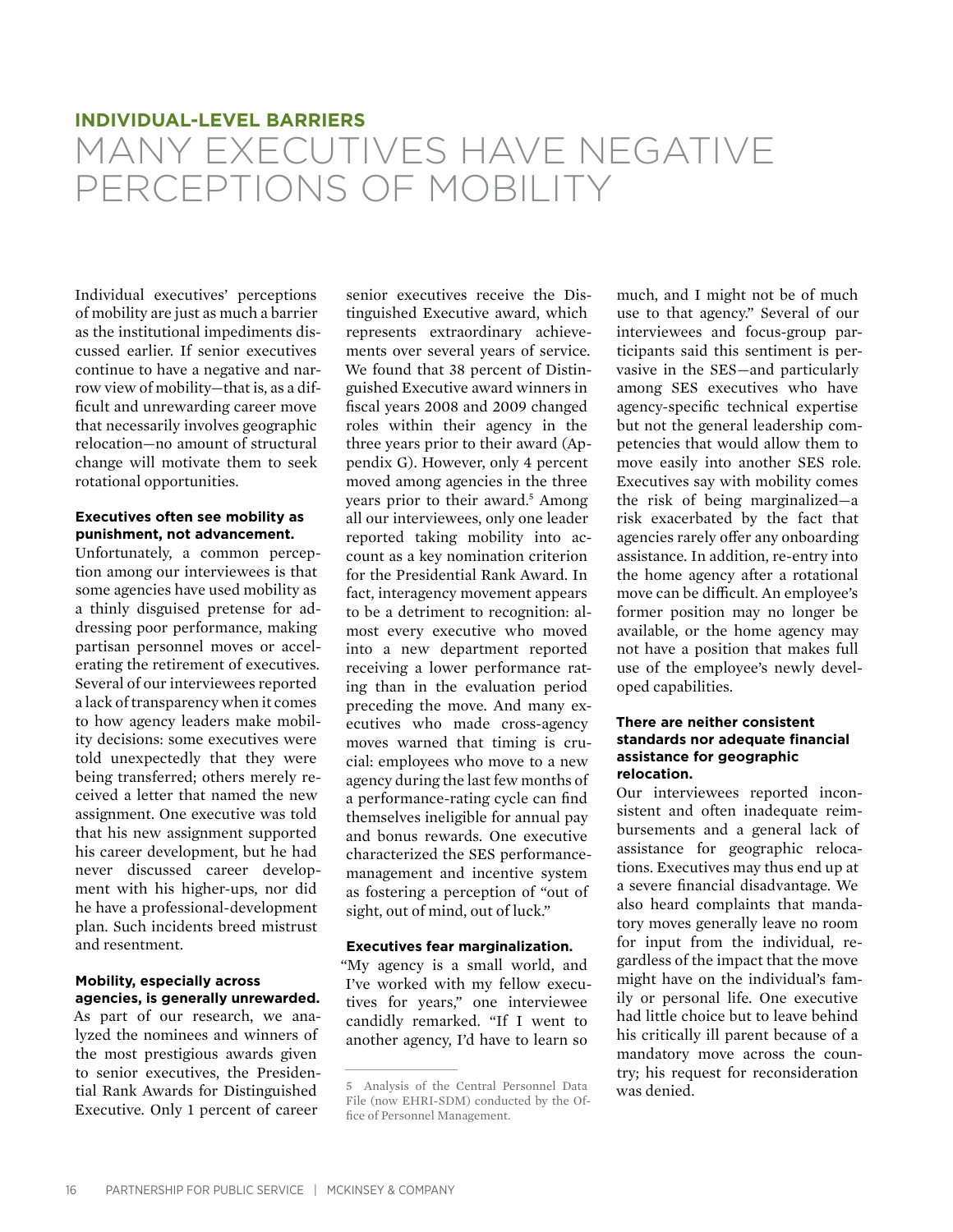## INDIVIDUAL-LEVEL BARRIERS

# MANY EXECUTIVES HAVE NEGATIVE PERCEPTIONS OF MOBILITY

Individual executives' perceptions of mobility are just as much a barrier as the institutional impediments discussed earlier. If senior executives continue to have a negative and narrow view of mobility—that is, as a difficult and unrewarding career move that necessarily involves geographic relocation—no amount of structural change will motivate them to seek rotational opportunities.

**Executives often see mobility as punishment, not advancement.**

Unfortunately, a common perception among our interviewees is that some agencies have used mobility as a thinly disguised pretense for addressing poor performance, making partisan personnel moves or accelerating the retirement of executives. Several of our interviewees reported a lack of transparency when it comes to how agency leaders make mobility decisions: some executives were told unexpectedly that they were being transferred; others merely received a letter that named the new assignment. One executive was told that his new assignment supported his career development, but he had never discussed career development with his higher-ups, nor did he have a professional-development plan. Such incidents breed mistrust and resentment.

**Mobility, especially across agencies, is generally unrewarded.**

As part of our research, we analyzed the nominees and winners of the most prestigious awards given to senior executives, the Presidential Rank Awards for Distinguished Executive. Only 1 percent of career senior executives receive the Distinguished Executive award, which represents extraordinary achievements over several years of service. We found that 38 percent of Distinguished Executive award winners in fiscal years 2008 and 2009 changed roles within their agency in the three years prior to their award (Appendix G). However, only 4 percent moved among agencies in the three years prior to their award.[5] Among all our interviewees, only one leader reported taking mobility into account as a key nomination criterion for the Presidential Rank Award. In fact, interagency movement appears to be a detriment to recognition: almost every executive who moved into a new department reported receiving a lower performance rating than in the evaluation period preceding the move. And many executives who made cross-agency moves warned that timing is crucial: employees who move to a new agency during the last few months of a performance-rating cycle can find themselves ineligible for annual pay and bonus rewards. One executive characterized the SES performance-management and incentive system as fostering a perception of "out of sight, out of mind, out of luck."

**Executives fear marginalization.**

"My agency is a small world, and I've worked with my fellow executives for years," one interviewee candidly remarked. "If I went to another agency, I'd have to learn so much, and I might not be of much use to that agency." Several of our interviewees and focus-group participants said this sentiment is pervasive in the SES—and particularly among SES executives who have agency-specific technical expertise but not the general leadership competencies that would allow them to move easily into another SES role. Executives say with mobility comes the risk of being marginalized—a risk exacerbated by the fact that agencies rarely offer any onboarding assistance. In addition, re-entry into the home agency after a rotational move can be difficult. An employee's former position may no longer be available, or the home agency may not have a position that makes full use of the employee's newly developed capabilities.

**There are neither consistent standards nor adequate financial assistance for geographic relocation.**

Our interviewees reported inconsistent and often inadequate reimbursements and a general lack of assistance for geographic relocations. Executives may thus end up at a severe financial disadvantage. We also heard complaints that mandatory moves generally leave no room for input from the individual, regardless of the impact that the move might have on the individual's family or personal life. One executive had little choice but to leave behind his critically ill parent because of a mandatory move across the country; his request for reconsideration was denied.

---

5 Analysis of the Central Personnel Data File (now EHRI-SDM) conducted by the Office of Personnel Management.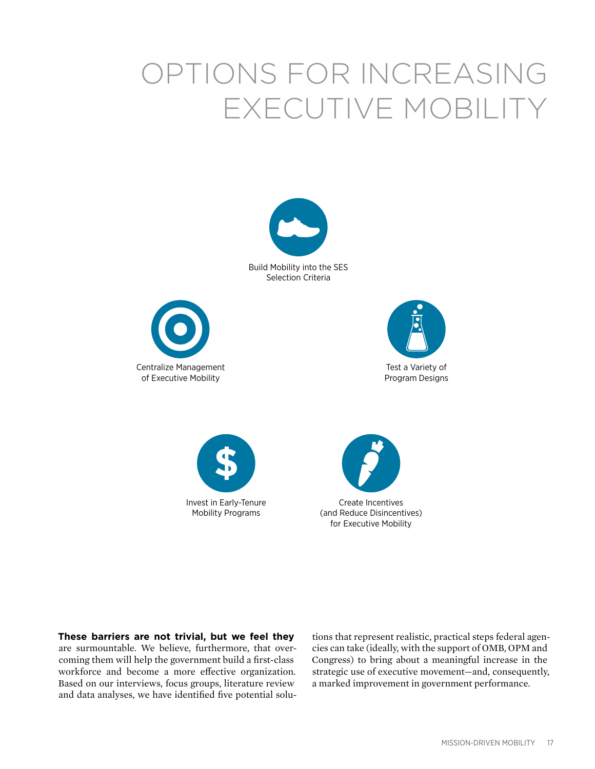# OPTIONS FOR INCREASING EXECUTIVE MOBILITY

Build Mobility into the SES Selection Criteria

Centralize Management of Executive Mobility

Test a Variety of Program Designs

Invest in Early-Tenure Mobility Programs

Create Incentives (and Reduce Disincentives) for Executive Mobility

**These barriers are not trivial, but we feel they** are surmountable. We believe, furthermore, that overcoming them will help the government build a first-class workforce and become a more effective organization. Based on our interviews, focus groups, literature review and data analyses, we have identified five potential solutions that represent realistic, practical steps federal agencies can take (ideally, with the support of OMB, OPM and Congress) to bring about a meaningful increase in the strategic use of executive movement—and, consequently, a marked improvement in government performance.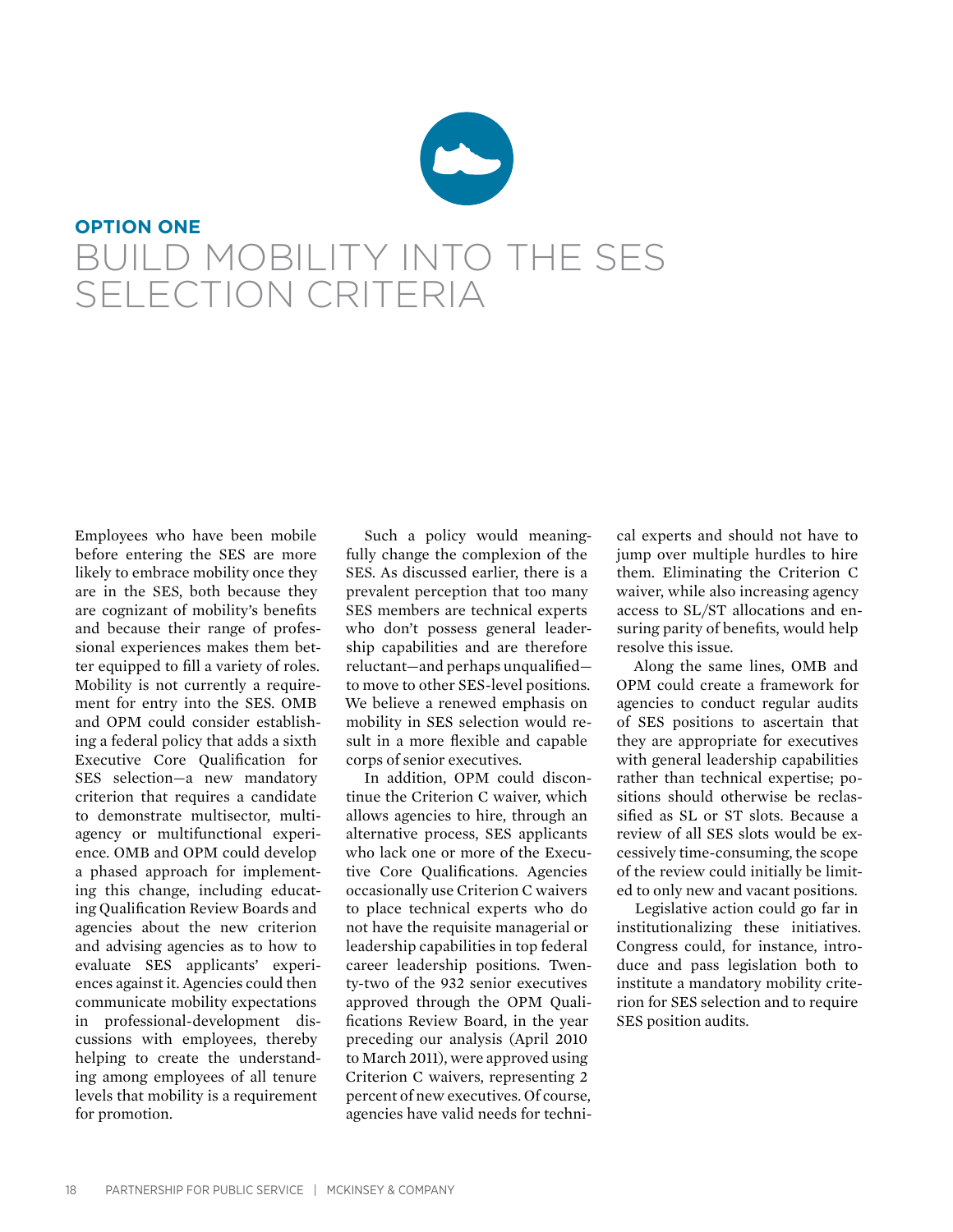**OPTION ONE**

# BUILD MOBILITY INTO THE SES SELECTION CRITERIA

Employees who have been mobile before entering the SES are more likely to embrace mobility once they are in the SES, both because they are cognizant of mobility's benefits and because their range of professional experiences makes them better equipped to fill a variety of roles. Mobility is not currently a requirement for entry into the SES. OMB and OPM could consider establishing a federal policy that adds a sixth Executive Core Qualification for SES selection—a new mandatory criterion that requires a candidate to demonstrate multisector, multiagency or multifunctional experience. OMB and OPM could develop a phased approach for implementing this change, including educating Qualification Review Boards and agencies about the new criterion and advising agencies as to how to evaluate SES applicants' experiences against it. Agencies could then communicate mobility expectations in professional-development discussions with employees, thereby helping to create the understanding among employees of all tenure levels that mobility is a requirement for promotion.

Such a policy would meaningfully change the complexion of the SES. As discussed earlier, there is a prevalent perception that too many SES members are technical experts who don't possess general leadership capabilities and are therefore reluctant—and perhaps unqualified—to move to other SES-level positions. We believe a renewed emphasis on mobility in SES selection would result in a more flexible and capable corps of senior executives.

In addition, OPM could discontinue the Criterion C waiver, which allows agencies to hire, through an alternative process, SES applicants who lack one or more of the Executive Core Qualifications. Agencies occasionally use Criterion C waivers to place technical experts who do not have the requisite managerial or leadership capabilities in top federal career leadership positions. Twenty-two of the 932 senior executives approved through the OPM Qualifications Review Board, in the year preceding our analysis (April 2010 to March 2011), were approved using Criterion C waivers, representing 2 percent of new executives. Of course, agencies have valid needs for technical experts and should not have to jump over multiple hurdles to hire them. Eliminating the Criterion C waiver, while also increasing agency access to SL/ST allocations and ensuring parity of benefits, would help resolve this issue.

Along the same lines, OMB and OPM could create a framework for agencies to conduct regular audits of SES positions to ascertain that they are appropriate for executives with general leadership capabilities rather than technical expertise; positions should otherwise be reclassified as SL or ST slots. Because a review of all SES slots would be excessively time-consuming, the scope of the review could initially be limited to only new and vacant positions.

Legislative action could go far in institutionalizing these initiatives. Congress could, for instance, introduce and pass legislation both to institute a mandatory mobility criterion for SES selection and to require SES position audits.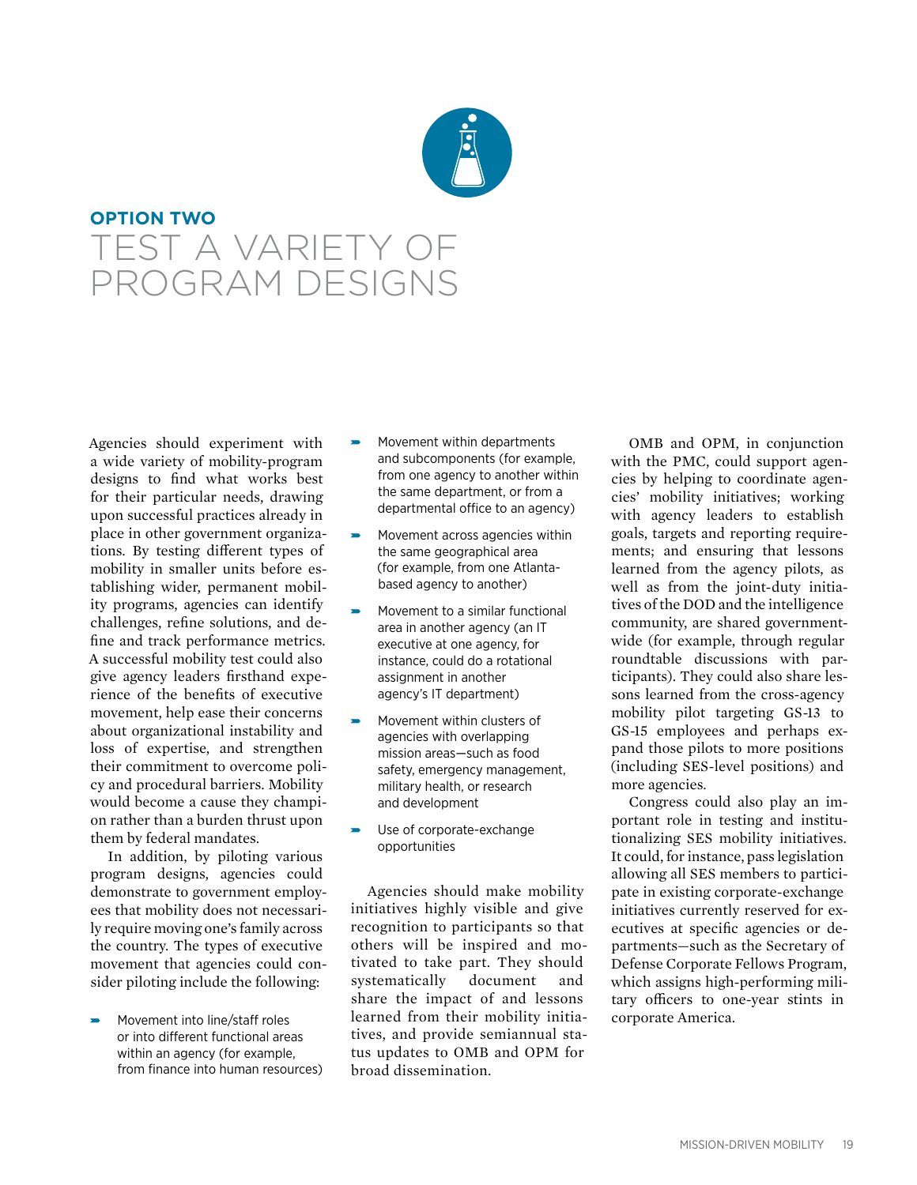## OPTION TWO

# TEST A VARIETY OF PROGRAM DESIGNS

Agencies should experiment with a wide variety of mobility-program designs to find what works best for their particular needs, drawing upon successful practices already in place in other government organizations. By testing different types of mobility in smaller units before establishing wider, permanent mobility programs, agencies can identify challenges, refine solutions, and define and track performance metrics. A successful mobility test could also give agency leaders firsthand experience of the benefits of executive movement, help ease their concerns about organizational instability and loss of expertise, and strengthen their commitment to overcome policy and procedural barriers. Mobility would become a cause they champion rather than a burden thrust upon them by federal mandates.

In addition, by piloting various program designs, agencies could demonstrate to government employees that mobility does not necessarily require moving one's family across the country. The types of executive movement that agencies could consider piloting include the following:

- Movement into line/staff roles or into different functional areas within an agency (for example, from finance into human resources)
- Movement within departments and subcomponents (for example, from one agency to another within the same department, or from a departmental office to an agency)
- Movement across agencies within the same geographical area (for example, from one Atlanta-based agency to another)
- Movement to a similar functional area in another agency (an IT executive at one agency, for instance, could do a rotational assignment in another agency's IT department)
- Movement within clusters of agencies with overlapping mission areas—such as food safety, emergency management, military health, or research and development
- Use of corporate-exchange opportunities

Agencies should make mobility initiatives highly visible and give recognition to participants so that others will be inspired and motivated to take part. They should systematically document and share the impact of and lessons learned from their mobility initiatives, and provide semiannual status updates to OMB and OPM for broad dissemination.

OMB and OPM, in conjunction with the PMC, could support agencies by helping to coordinate agencies' mobility initiatives; working with agency leaders to establish goals, targets and reporting requirements; and ensuring that lessons learned from the agency pilots, as well as from the joint-duty initiatives of the DOD and the intelligence community, are shared government-wide (for example, through regular roundtable discussions with participants). They could also share lessons learned from the cross-agency mobility pilot targeting GS-13 to GS-15 employees and perhaps expand those pilots to more positions (including SES-level positions) and more agencies.

Congress could also play an important role in testing and institutionalizing SES mobility initiatives. It could, for instance, pass legislation allowing all SES members to participate in existing corporate-exchange initiatives currently reserved for executives at specific agencies or departments—such as the Secretary of Defense Corporate Fellows Program, which assigns high-performing military officers to one-year stints in corporate America.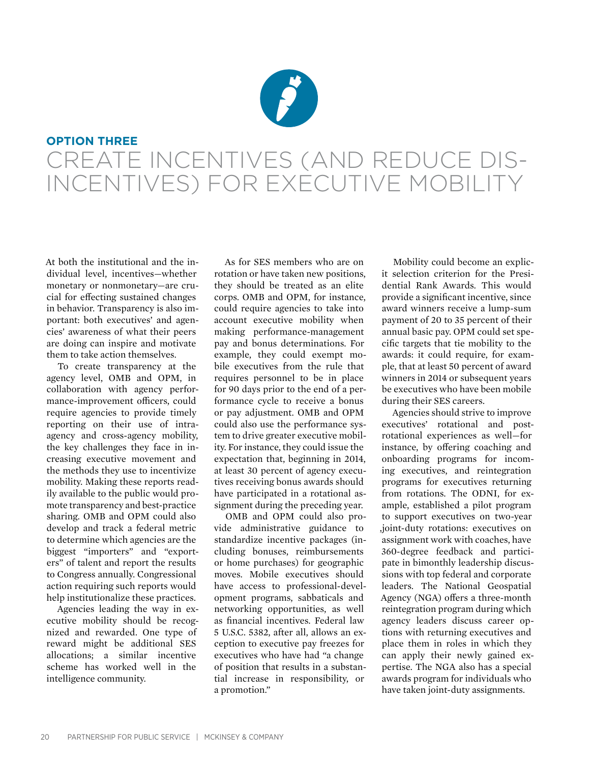## OPTION THREE

# CREATE INCENTIVES (AND REDUCE DISINCENTIVES) FOR EXECUTIVE MOBILITY

At both the institutional and the individual level, incentives—whether monetary or nonmonetary—are crucial for effecting sustained changes in behavior. Transparency is also important: both executives' and agencies' awareness of what their peers are doing can inspire and motivate them to take action themselves.

To create transparency at the agency level, OMB and OPM, in collaboration with agency performance-improvement officers, could require agencies to provide timely reporting on their use of intra-agency and cross-agency mobility, the key challenges they face in increasing executive movement and the methods they use to incentivize mobility. Making these reports readily available to the public would promote transparency and best-practice sharing. OMB and OPM could also develop and track a federal metric to determine which agencies are the biggest "importers" and "exporters" of talent and report the results to Congress annually. Congressional action requiring such reports would help institutionalize these practices.

Agencies leading the way in executive mobility should be recognized and rewarded. One type of reward might be additional SES allocations; a similar incentive scheme has worked well in the intelligence community.

As for SES members who are on rotation or have taken new positions, they should be treated as an elite corps. OMB and OPM, for instance, could require agencies to take into account executive mobility when making performance-management pay and bonus determinations. For example, they could exempt mobile executives from the rule that requires personnel to be in place for 90 days prior to the end of a performance cycle to receive a bonus or pay adjustment. OMB and OPM could also use the performance system to drive greater executive mobility. For instance, they could issue the expectation that, beginning in 2014, at least 30 percent of agency executives receiving bonus awards should have participated in a rotational assignment during the preceding year.

OMB and OPM could also provide administrative guidance to standardize incentive packages (including bonuses, reimbursements or home purchases) for geographic moves. Mobile executives should have access to professional-development programs, sabbaticals and networking opportunities, as well as financial incentives. Federal law 5 U.S.C. 5382, after all, allows an exception to executive pay freezes for executives who have had "a change of position that results in a substantial increase in responsibility, or a promotion."

Mobility could become an explicit selection criterion for the Presidential Rank Awards. This would provide a significant incentive, since award winners receive a lump-sum payment of 20 to 35 percent of their annual basic pay. OPM could set specific targets that tie mobility to the awards: it could require, for example, that at least 50 percent of award winners in 2014 or subsequent years be executives who have been mobile during their SES careers.

Agencies should strive to improve executives' rotational and post-rotational experiences as well—for instance, by offering coaching and onboarding programs for incoming executives, and reintegration programs for executives returning from rotations. The ODNI, for example, established a pilot program to support executives on two-year joint-duty rotations: executives on assignment work with coaches, have 360-degree feedback and participate in bimonthly leadership discussions with top federal and corporate leaders. The National Geospatial Agency (NGA) offers a three-month reintegration program during which agency leaders discuss career options with returning executives and place them in roles in which they can apply their newly gained expertise. The NGA also has a special awards program for individuals who have taken joint-duty assignments.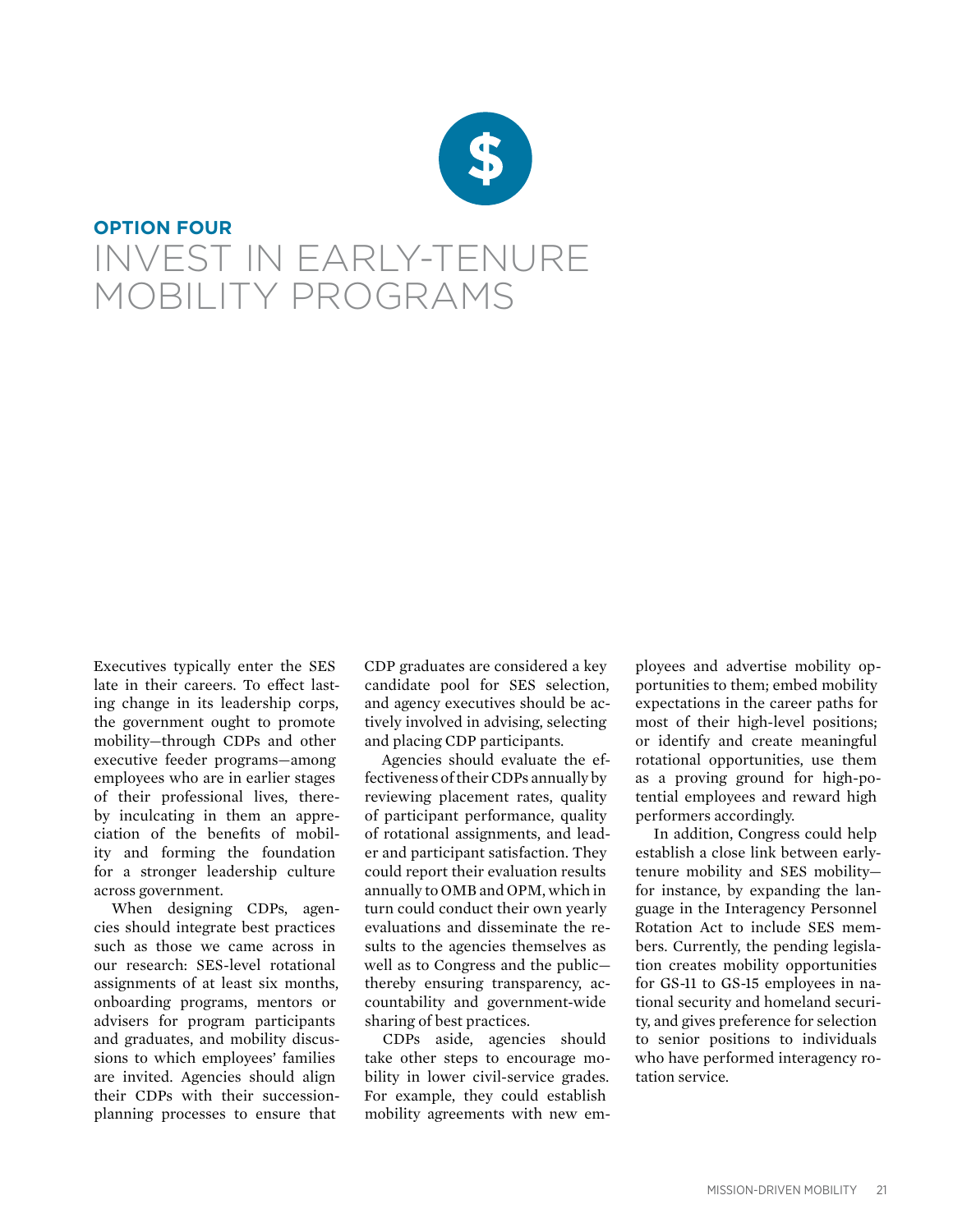**OPTION FOUR**

# INVEST IN EARLY-TENURE MOBILITY PROGRAMS

Executives typically enter the SES late in their careers. To effect lasting change in its leadership corps, the government ought to promote mobility—through CDPs and other executive feeder programs—among employees who are in earlier stages of their professional lives, thereby inculcating in them an appreciation of the benefits of mobility and forming the foundation for a stronger leadership culture across government.

When designing CDPs, agencies should integrate best practices such as those we came across in our research: SES-level rotational assignments of at least six months, onboarding programs, mentors or advisers for program participants and graduates, and mobility discussions to which employees' families are invited. Agencies should align their CDPs with their succession-planning processes to ensure that CDP graduates are considered a key candidate pool for SES selection, and agency executives should be actively involved in advising, selecting and placing CDP participants.

Agencies should evaluate the effectiveness of their CDPs annually by reviewing placement rates, quality of participant performance, quality of rotational assignments, and leader and participant satisfaction. They could report their evaluation results annually to OMB and OPM, which in turn could conduct their own yearly evaluations and disseminate the results to the agencies themselves as well as to Congress and the public—thereby ensuring transparency, accountability and government-wide sharing of best practices.

CDPs aside, agencies should take other steps to encourage mobility in lower civil-service grades. For example, they could establish mobility agreements with new employees and advertise mobility opportunities to them; embed mobility expectations in the career paths for most of their high-level positions; or identify and create meaningful rotational opportunities, use them as a proving ground for high-potential employees and reward high performers accordingly.

In addition, Congress could help establish a close link between early-tenure mobility and SES mobility—for instance, by expanding the language in the Interagency Personnel Rotation Act to include SES members. Currently, the pending legislation creates mobility opportunities for GS-11 to GS-15 employees in national security and homeland security, and gives preference for selection to senior positions to individuals who have performed interagency rotation service.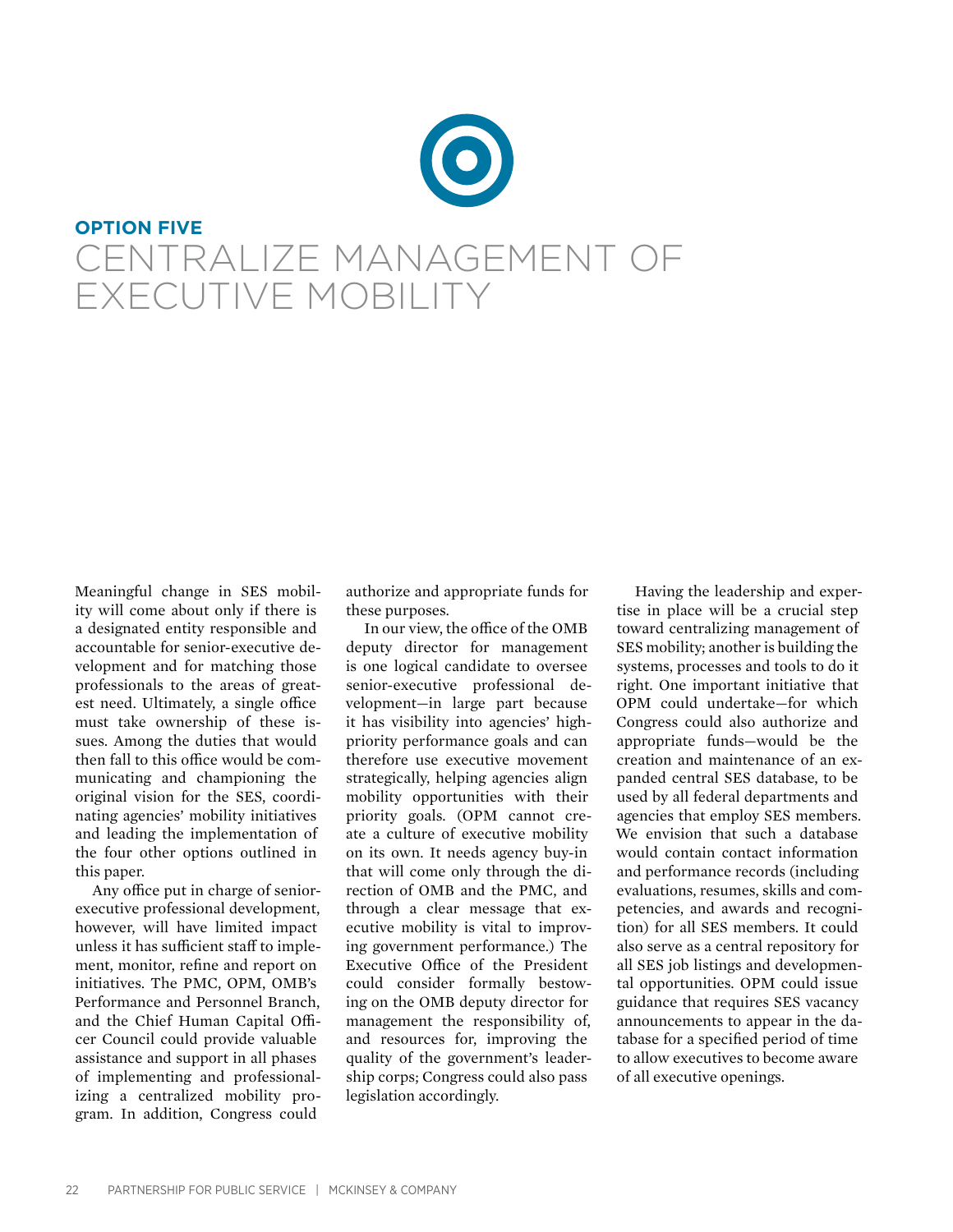**OPTION FIVE**

# CENTRALIZE MANAGEMENT OF EXECUTIVE MOBILITY

Meaningful change in SES mobility will come about only if there is a designated entity responsible and accountable for senior-executive development and for matching those professionals to the areas of greatest need. Ultimately, a single office must take ownership of these issues. Among the duties that would then fall to this office would be communicating and championing the original vision for the SES, coordinating agencies' mobility initiatives and leading the implementation of the four other options outlined in this paper.

Any office put in charge of senior-executive professional development, however, will have limited impact unless it has sufficient staff to implement, monitor, refine and report on initiatives. The PMC, OPM, OMB's Performance and Personnel Branch, and the Chief Human Capital Officer Council could provide valuable assistance and support in all phases of implementing and professionalizing a centralized mobility program. In addition, Congress could authorize and appropriate funds for these purposes.

In our view, the office of the OMB deputy director for management is one logical candidate to oversee senior-executive professional development—in large part because it has visibility into agencies' high-priority performance goals and can therefore use executive movement strategically, helping agencies align mobility opportunities with their priority goals. (OPM cannot create a culture of executive mobility on its own. It needs agency buy-in that will come only through the direction of OMB and the PMC, and through a clear message that executive mobility is vital to improving government performance.) The Executive Office of the President could consider formally bestowing on the OMB deputy director for management the responsibility of, and resources for, improving the quality of the government's leadership corps; Congress could also pass legislation accordingly.

Having the leadership and expertise in place will be a crucial step toward centralizing management of SES mobility; another is building the systems, processes and tools to do it right. One important initiative that OPM could undertake—for which Congress could also authorize and appropriate funds—would be the creation and maintenance of an expanded central SES database, to be used by all federal departments and agencies that employ SES members. We envision that such a database would contain contact information and performance records (including evaluations, resumes, skills and competencies, and awards and recognition) for all SES members. It could also serve as a central repository for all SES job listings and developmental opportunities. OPM could issue guidance that requires SES vacancy announcements to appear in the database for a specified period of time to allow executives to become aware of all executive openings.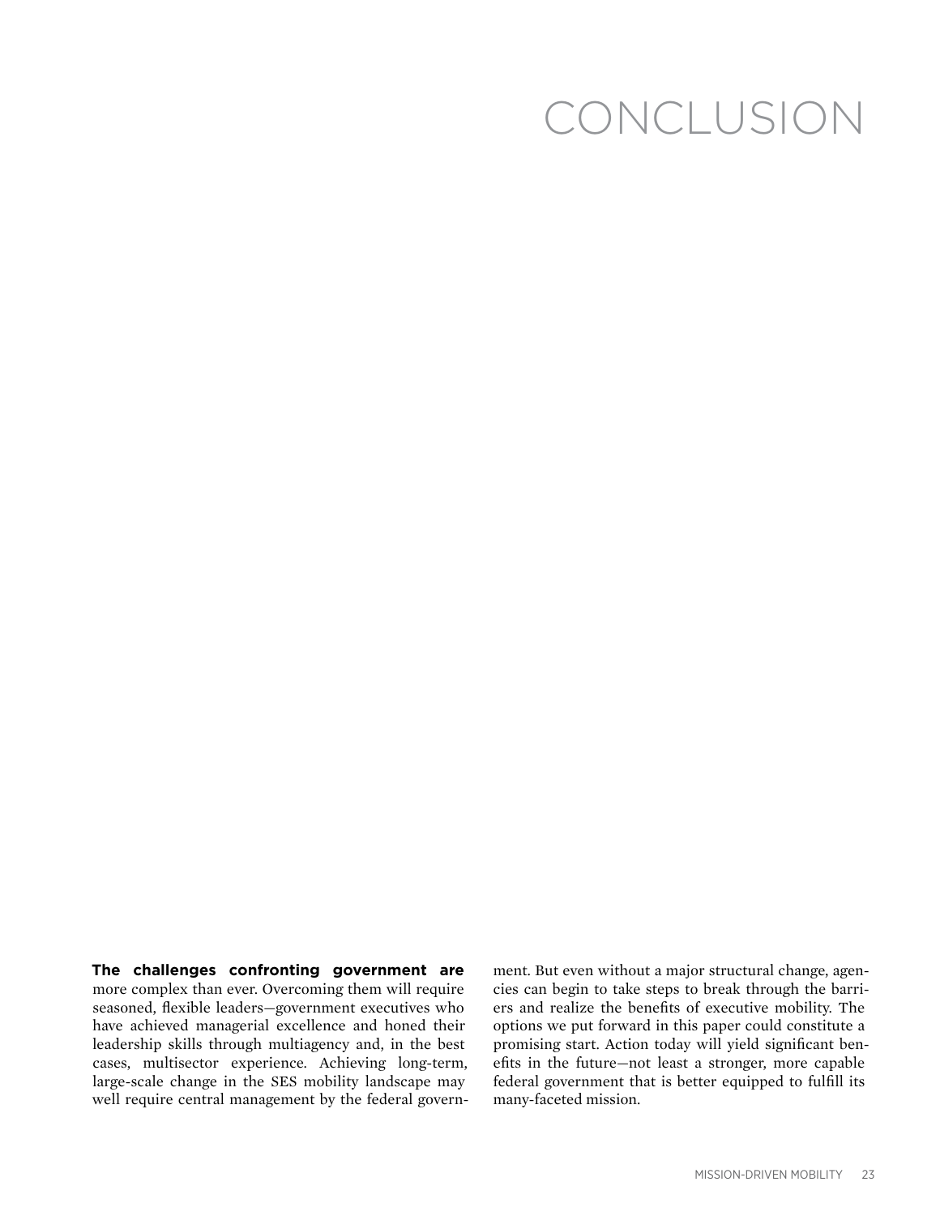# CONCLUSION

**The challenges confronting government are** more complex than ever. Overcoming them will require seasoned, flexible leaders—government executives who have achieved managerial excellence and honed their leadership skills through multiagency and, in the best cases, multisector experience. Achieving long-term, large-scale change in the SES mobility landscape may well require central management by the federal government. But even without a major structural change, agencies can begin to take steps to break through the barriers and realize the benefits of executive mobility. The options we put forward in this paper could constitute a promising start. Action today will yield significant benefits in the future—not least a stronger, more capable federal government that is better equipped to fulfill its many-faceted mission.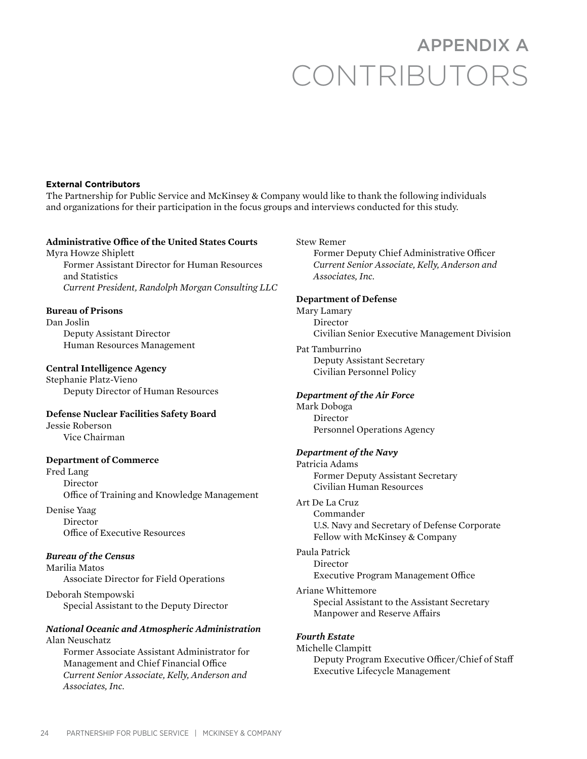# APPENDIX A
# CONTRIBUTORS

**External Contributors**

The Partnership for Public Service and McKinsey & Company would like to thank the following individuals and organizations for their participation in the focus groups and interviews conducted for this study.

**Administrative Office of the United States Courts**

Myra Howze Shiplett
Former Assistant Director for Human Resources and Statistics
*Current President, Randolph Morgan Consulting LLC*

**Bureau of Prisons**

Dan Joslin
Deputy Assistant Director
Human Resources Management

**Central Intelligence Agency**

Stephanie Platz-Vieno
Deputy Director of Human Resources

**Defense Nuclear Facilities Safety Board**

Jessie Roberson
Vice Chairman

**Department of Commerce**

Fred Lang
Director
Office of Training and Knowledge Management

Denise Yaag
Director
Office of Executive Resources

***Bureau of the Census***

Marilia Matos
Associate Director for Field Operations

Deborah Stempowski
Special Assistant to the Deputy Director

***National Oceanic and Atmospheric Administration***

Alan Neuschatz
Former Associate Assistant Administrator for Management and Chief Financial Office
*Current Senior Associate, Kelly, Anderson and Associates, Inc.*

Stew Remer
Former Deputy Chief Administrative Officer
*Current Senior Associate, Kelly, Anderson and Associates, Inc.*

**Department of Defense**

Mary Lamary
Director
Civilian Senior Executive Management Division

Pat Tamburrino
Deputy Assistant Secretary
Civilian Personnel Policy

***Department of the Air Force***

Mark Doboga
Director
Personnel Operations Agency

***Department of the Navy***

Patricia Adams
Former Deputy Assistant Secretary
Civilian Human Resources

Art De La Cruz
Commander
U.S. Navy and Secretary of Defense Corporate Fellow with McKinsey & Company

Paula Patrick
Director
Executive Program Management Office

Ariane Whittemore
Special Assistant to the Assistant Secretary
Manpower and Reserve Affairs

***Fourth Estate***

Michelle Clampitt
Deputy Program Executive Officer/Chief of Staff
Executive Lifecycle Management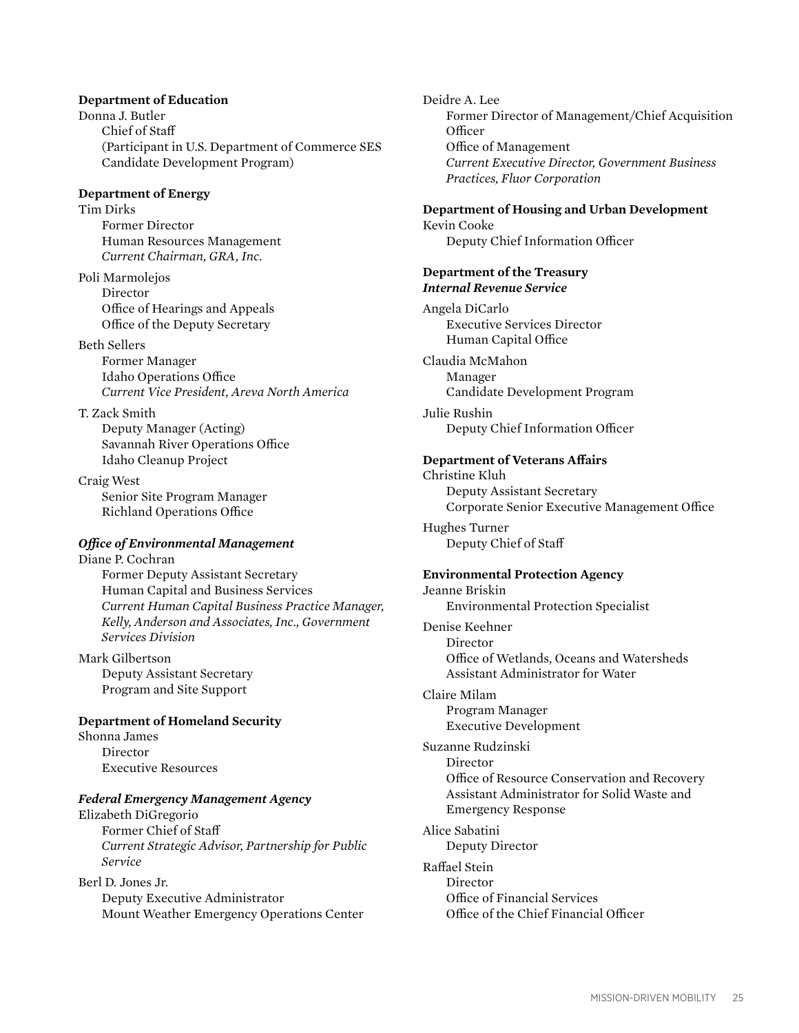**Department of Education**

Donna J. Butler
Chief of Staff
(Participant in U.S. Department of Commerce SES Candidate Development Program)

**Department of Energy**

Tim Dirks
Former Director
Human Resources Management
*Current Chairman, GRA, Inc.*

Poli Marmolejos
Director
Office of Hearings and Appeals
Office of the Deputy Secretary

Beth Sellers
Former Manager
Idaho Operations Office
*Current Vice President, Areva North America*

T. Zack Smith
Deputy Manager (Acting)
Savannah River Operations Office
Idaho Cleanup Project

Craig West
Senior Site Program Manager
Richland Operations Office

***Office of Environmental Management***

Diane P. Cochran
Former Deputy Assistant Secretary
Human Capital and Business Services
*Current Human Capital Business Practice Manager, Kelly, Anderson and Associates, Inc., Government Services Division*

Mark Gilbertson
Deputy Assistant Secretary
Program and Site Support

**Department of Homeland Security**

Shonna James
Director
Executive Resources

***Federal Emergency Management Agency***

Elizabeth DiGregorio
Former Chief of Staff
*Current Strategic Advisor, Partnership for Public Service*

Berl D. Jones Jr.
Deputy Executive Administrator
Mount Weather Emergency Operations Center

Deidre A. Lee
Former Director of Management/Chief Acquisition Officer
Office of Management
*Current Executive Director, Government Business Practices, Fluor Corporation*

**Department of Housing and Urban Development**

Kevin Cooke
Deputy Chief Information Officer

**Department of the Treasury**
***Internal Revenue Service***

Angela DiCarlo
Executive Services Director
Human Capital Office

Claudia McMahon
Manager
Candidate Development Program

Julie Rushin
Deputy Chief Information Officer

**Department of Veterans Affairs**

Christine Kluh
Deputy Assistant Secretary
Corporate Senior Executive Management Office

Hughes Turner
Deputy Chief of Staff

**Environmental Protection Agency**

Jeanne Briskin
Environmental Protection Specialist

Denise Keehner
Director
Office of Wetlands, Oceans and Watersheds
Assistant Administrator for Water

Claire Milam
Program Manager
Executive Development

Suzanne Rudzinski
Director
Office of Resource Conservation and Recovery
Assistant Administrator for Solid Waste and Emergency Response

Alice Sabatini
Deputy Director

Raffael Stein
Director
Office of Financial Services
Office of the Chief Financial Officer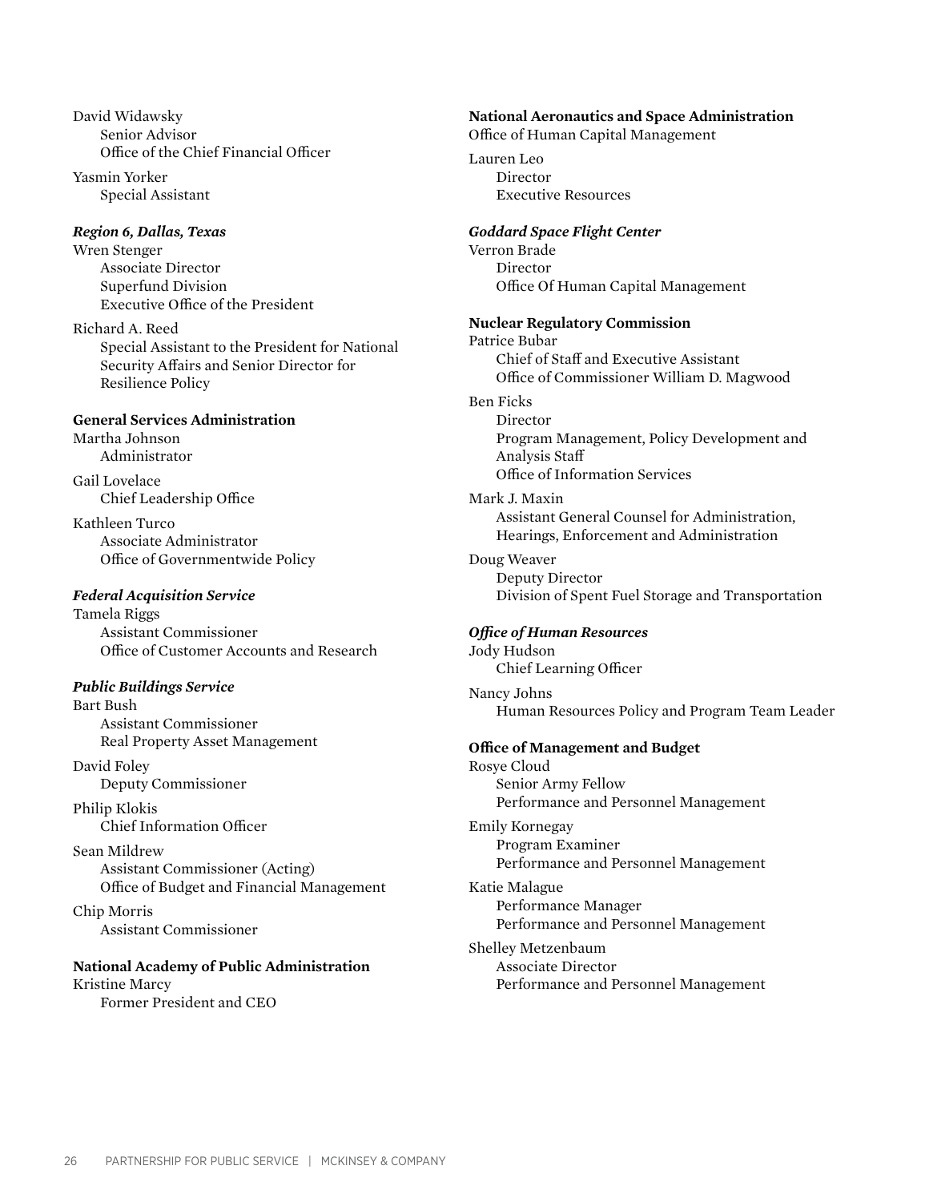David Widawsky
Senior Advisor
Office of the Chief Financial Officer

Yasmin Yorker
Special Assistant

*Region 6, Dallas, Texas*

Wren Stenger
Associate Director
Superfund Division
Executive Office of the President

Richard A. Reed
Special Assistant to the President for National Security Affairs and Senior Director for Resilience Policy

**General Services Administration**

Martha Johnson
Administrator

Gail Lovelace
Chief Leadership Office

Kathleen Turco
Associate Administrator
Office of Governmentwide Policy

*Federal Acquisition Service*

Tamela Riggs
Assistant Commissioner
Office of Customer Accounts and Research

*Public Buildings Service*

Bart Bush
Assistant Commissioner
Real Property Asset Management

David Foley
Deputy Commissioner

Philip Klokis
Chief Information Officer

Sean Mildrew
Assistant Commissioner (Acting)
Office of Budget and Financial Management

Chip Morris
Assistant Commissioner

**National Academy of Public Administration**

Kristine Marcy
Former President and CEO

**National Aeronautics and Space Administration**
Office of Human Capital Management

Lauren Leo
Director
Executive Resources

*Goddard Space Flight Center*

Verron Brade
Director
Office Of Human Capital Management

**Nuclear Regulatory Commission**

Patrice Bubar
Chief of Staff and Executive Assistant
Office of Commissioner William D. Magwood

Ben Ficks
Director
Program Management, Policy Development and Analysis Staff
Office of Information Services

Mark J. Maxin
Assistant General Counsel for Administration, Hearings, Enforcement and Administration

Doug Weaver
Deputy Director
Division of Spent Fuel Storage and Transportation

*Office of Human Resources*

Jody Hudson
Chief Learning Officer

Nancy Johns
Human Resources Policy and Program Team Leader

**Office of Management and Budget**

Rosye Cloud
Senior Army Fellow
Performance and Personnel Management

Emily Kornegay
Program Examiner
Performance and Personnel Management

Katie Malague
Performance Manager
Performance and Personnel Management

Shelley Metzenbaum
Associate Director
Performance and Personnel Management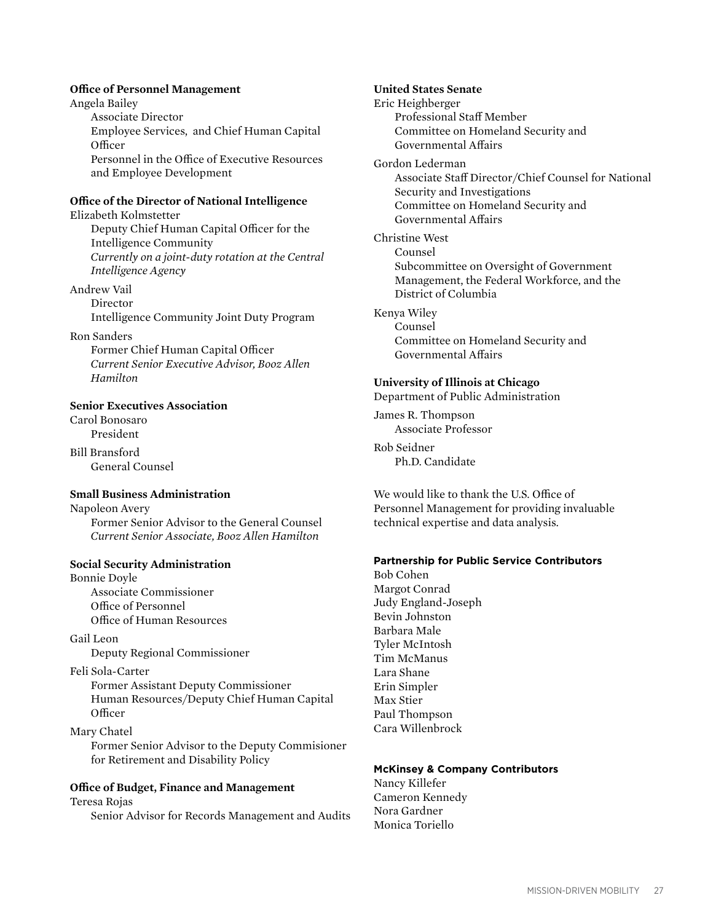**Office of Personnel Management**

Angela Bailey
Associate Director
Employee Services, and Chief Human Capital Officer
Personnel in the Office of Executive Resources and Employee Development

**Office of the Director of National Intelligence**

Elizabeth Kolmstetter
Deputy Chief Human Capital Officer for the Intelligence Community
*Currently on a joint-duty rotation at the Central Intelligence Agency*

Andrew Vail
Director
Intelligence Community Joint Duty Program

Ron Sanders
Former Chief Human Capital Officer
*Current Senior Executive Advisor, Booz Allen Hamilton*

**Senior Executives Association**

Carol Bonosaro
President

Bill Bransford
General Counsel

**Small Business Administration**

Napoleon Avery
Former Senior Advisor to the General Counsel
*Current Senior Associate, Booz Allen Hamilton*

**Social Security Administration**

Bonnie Doyle
Associate Commissioner
Office of Personnel
Office of Human Resources

Gail Leon
Deputy Regional Commissioner

Feli Sola-Carter
Former Assistant Deputy Commissioner
Human Resources/Deputy Chief Human Capital Officer

Mary Chatel
Former Senior Advisor to the Deputy Commisioner for Retirement and Disability Policy

**Office of Budget, Finance and Management**

Teresa Rojas
Senior Advisor for Records Management and Audits

**United States Senate**

Eric Heighberger
Professional Staff Member
Committee on Homeland Security and Governmental Affairs

Gordon Lederman
Associate Staff Director/Chief Counsel for National Security and Investigations
Committee on Homeland Security and Governmental Affairs

Christine West
Counsel
Subcommittee on Oversight of Government Management, the Federal Workforce, and the District of Columbia

Kenya Wiley
Counsel
Committee on Homeland Security and Governmental Affairs

**University of Illinois at Chicago**

Department of Public Administration

James R. Thompson
Associate Professor

Rob Seidner
Ph.D. Candidate

We would like to thank the U.S. Office of Personnel Management for providing invaluable technical expertise and data analysis.

**Partnership for Public Service Contributors**

Bob Cohen
Margot Conrad
Judy England-Joseph
Bevin Johnston
Barbara Male
Tyler McIntosh
Tim McManus
Lara Shane
Erin Simpler
Max Stier
Paul Thompson
Cara Willenbrock

**McKinsey & Company Contributors**

Nancy Killefer
Cameron Kennedy
Nora Gardner
Monica Toriello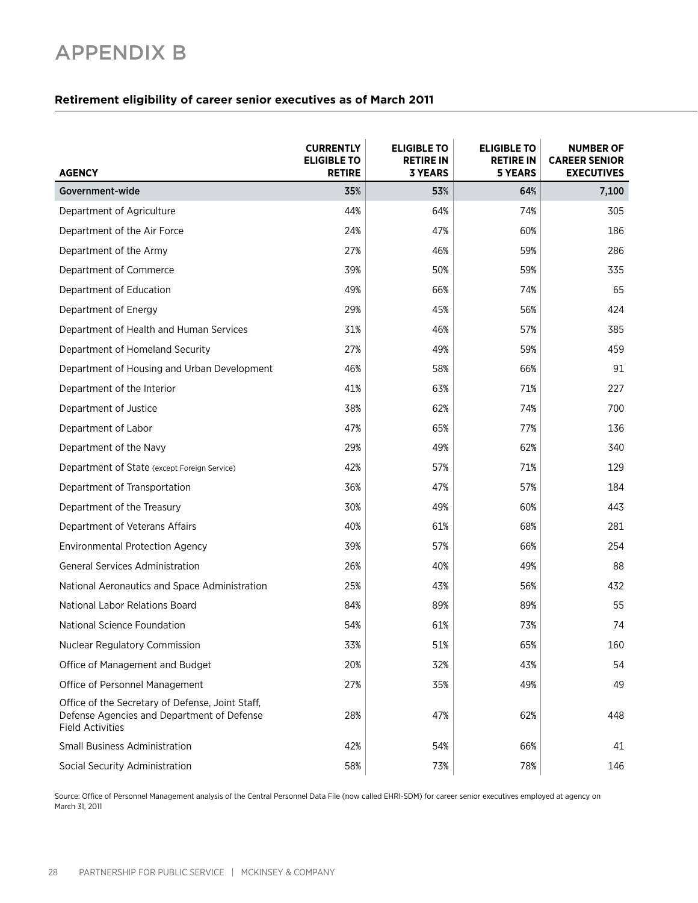# APPENDIX B

**Retirement eligibility of career senior executives as of March 2011**

| AGENCY | CURRENTLY ELIGIBLE TO RETIRE | ELIGIBLE TO RETIRE IN 3 YEARS | ELIGIBLE TO RETIRE IN 5 YEARS | NUMBER OF CAREER SENIOR EXECUTIVES |
|---|---|---|---|---|
| Government-wide | 35% | 53% | 64% | 7,100 |
| Department of Agriculture | 44% | 64% | 74% | 305 |
| Department of the Air Force | 24% | 47% | 60% | 186 |
| Department of the Army | 27% | 46% | 59% | 286 |
| Department of Commerce | 39% | 50% | 59% | 335 |
| Department of Education | 49% | 66% | 74% | 65 |
| Department of Energy | 29% | 45% | 56% | 424 |
| Department of Health and Human Services | 31% | 46% | 57% | 385 |
| Department of Homeland Security | 27% | 49% | 59% | 459 |
| Department of Housing and Urban Development | 46% | 58% | 66% | 91 |
| Department of the Interior | 41% | 63% | 71% | 227 |
| Department of Justice | 38% | 62% | 74% | 700 |
| Department of Labor | 47% | 65% | 77% | 136 |
| Department of the Navy | 29% | 49% | 62% | 340 |
| Department of State (except Foreign Service) | 42% | 57% | 71% | 129 |
| Department of Transportation | 36% | 47% | 57% | 184 |
| Department of the Treasury | 30% | 49% | 60% | 443 |
| Department of Veterans Affairs | 40% | 61% | 68% | 281 |
| Environmental Protection Agency | 39% | 57% | 66% | 254 |
| General Services Administration | 26% | 40% | 49% | 88 |
| National Aeronautics and Space Administration | 25% | 43% | 56% | 432 |
| National Labor Relations Board | 84% | 89% | 89% | 55 |
| National Science Foundation | 54% | 61% | 73% | 74 |
| Nuclear Regulatory Commission | 33% | 51% | 65% | 160 |
| Office of Management and Budget | 20% | 32% | 43% | 54 |
| Office of Personnel Management | 27% | 35% | 49% | 49 |
| Office of the Secretary of Defense, Joint Staff, Defense Agencies and Department of Defense Field Activities | 28% | 47% | 62% | 448 |
| Small Business Administration | 42% | 54% | 66% | 41 |
| Social Security Administration | 58% | 73% | 78% | 146 |

Source: Office of Personnel Management analysis of the Central Personnel Data File (now called EHRI-SDM) for career senior executives employed at agency on March 31, 2011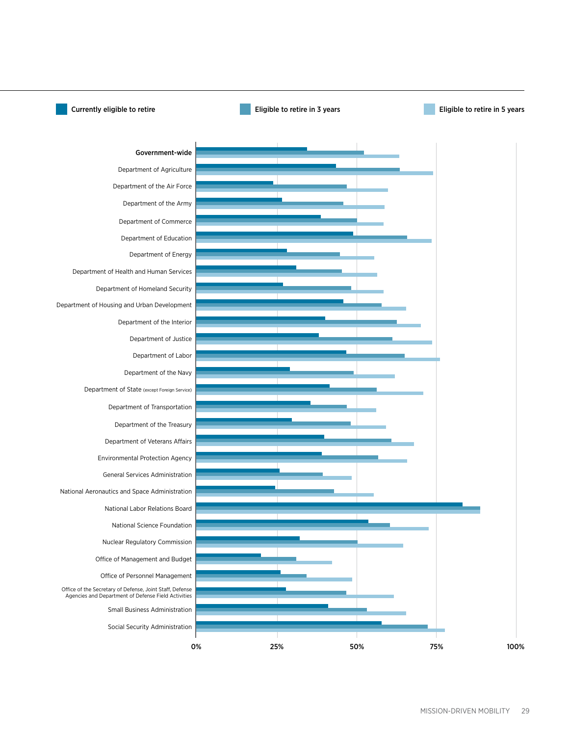Currently eligible to retire | Eligible to retire in 3 years | Eligible to retire in 5 years

Government-wide

Department of Agriculture

Department of the Air Force

Department of the Army

Department of Commerce

Department of Education

Department of Energy

Department of Health and Human Services

Department of Homeland Security

Department of Housing and Urban Development

Department of the Interior

Department of Justice

Department of Labor

Department of the Navy

Department of State (except Foreign Service)

Department of Transportation

Department of the Treasury

Department of Veterans Affairs

Environmental Protection Agency

General Services Administration

National Aeronautics and Space Administration

National Labor Relations Board

National Science Foundation

Nuclear Regulatory Commission

Office of Management and Budget

Office of Personnel Management

Office of the Secretary of Defense, Joint Staff, Defense Agencies and Department of Defense Field Activities

Small Business Administration

Social Security Administration

0% 25% 50% 75% 100%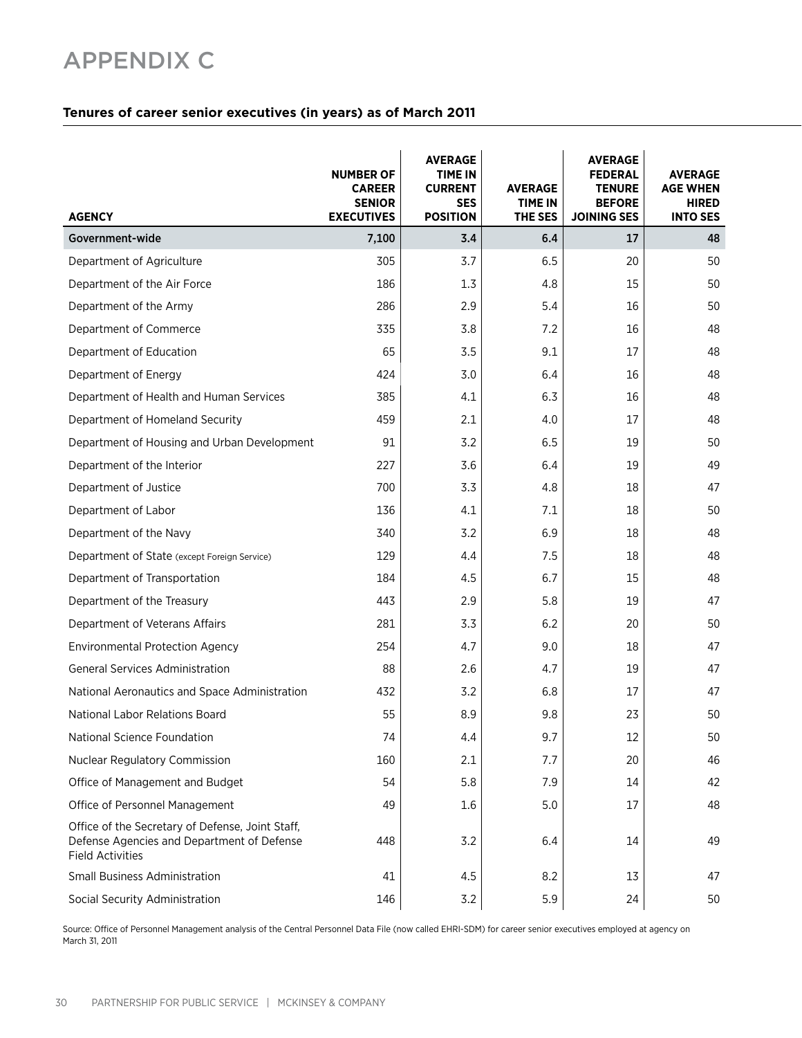# APPENDIX C

**Tenures of career senior executives (in years) as of March 2011**

| AGENCY | NUMBER OF CAREER SENIOR EXECUTIVES | AVERAGE TIME IN CURRENT SES POSITION | AVERAGE TIME IN THE SES | AVERAGE FEDERAL TENURE BEFORE JOINING SES | AVERAGE AGE WHEN HIRED INTO SES |
|---|---|---|---|---|---|
| **Government-wide** | **7,100** | **3.4** | **6.4** | **17** | **48** |
| Department of Agriculture | 305 | 3.7 | 6.5 | 20 | 50 |
| Department of the Air Force | 186 | 1.3 | 4.8 | 15 | 50 |
| Department of the Army | 286 | 2.9 | 5.4 | 16 | 50 |
| Department of Commerce | 335 | 3.8 | 7.2 | 16 | 48 |
| Department of Education | 65 | 3.5 | 9.1 | 17 | 48 |
| Department of Energy | 424 | 3.0 | 6.4 | 16 | 48 |
| Department of Health and Human Services | 385 | 4.1 | 6.3 | 16 | 48 |
| Department of Homeland Security | 459 | 2.1 | 4.0 | 17 | 48 |
| Department of Housing and Urban Development | 91 | 3.2 | 6.5 | 19 | 50 |
| Department of the Interior | 227 | 3.6 | 6.4 | 19 | 49 |
| Department of Justice | 700 | 3.3 | 4.8 | 18 | 47 |
| Department of Labor | 136 | 4.1 | 7.1 | 18 | 50 |
| Department of the Navy | 340 | 3.2 | 6.9 | 18 | 48 |
| Department of State (except Foreign Service) | 129 | 4.4 | 7.5 | 18 | 48 |
| Department of Transportation | 184 | 4.5 | 6.7 | 15 | 48 |
| Department of the Treasury | 443 | 2.9 | 5.8 | 19 | 47 |
| Department of Veterans Affairs | 281 | 3.3 | 6.2 | 20 | 50 |
| Environmental Protection Agency | 254 | 4.7 | 9.0 | 18 | 47 |
| General Services Administration | 88 | 2.6 | 4.7 | 19 | 47 |
| National Aeronautics and Space Administration | 432 | 3.2 | 6.8 | 17 | 47 |
| National Labor Relations Board | 55 | 8.9 | 9.8 | 23 | 50 |
| National Science Foundation | 74 | 4.4 | 9.7 | 12 | 50 |
| Nuclear Regulatory Commission | 160 | 2.1 | 7.7 | 20 | 46 |
| Office of Management and Budget | 54 | 5.8 | 7.9 | 14 | 42 |
| Office of Personnel Management | 49 | 1.6 | 5.0 | 17 | 48 |
| Office of the Secretary of Defense, Joint Staff, Defense Agencies and Department of Defense Field Activities | 448 | 3.2 | 6.4 | 14 | 49 |
| Small Business Administration | 41 | 4.5 | 8.2 | 13 | 47 |
| Social Security Administration | 146 | 3.2 | 5.9 | 24 | 50 |

Source: Office of Personnel Management analysis of the Central Personnel Data File (now called EHRI-SDM) for career senior executives employed at agency on March 31, 2011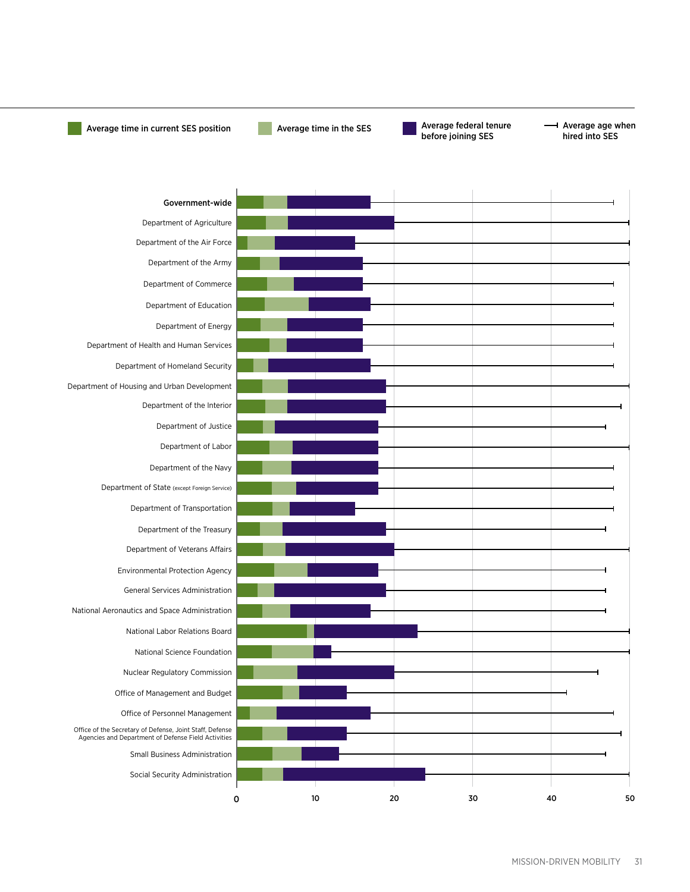Average time in current SES position

Average time in the SES

Average federal tenure before joining SES

Average age when hired into SES

**Government-wide**

Department of Agriculture

Department of the Air Force

Department of the Army

Department of Commerce

Department of Education

Department of Energy

Department of Health and Human Services

Department of Homeland Security

Department of Housing and Urban Development

Department of the Interior

Department of Justice

Department of Labor

Department of the Navy

Department of State (except Foreign Service)

Department of Transportation

Department of the Treasury

Department of Veterans Affairs

Environmental Protection Agency

General Services Administration

National Aeronautics and Space Administration

National Labor Relations Board

National Science Foundation

Nuclear Regulatory Commission

Office of Management and Budget

Office of Personnel Management

Office of the Secretary of Defense, Joint Staff, Defense Agencies and Department of Defense Field Activities

Small Business Administration

Social Security Administration

0 10 20 30 40 50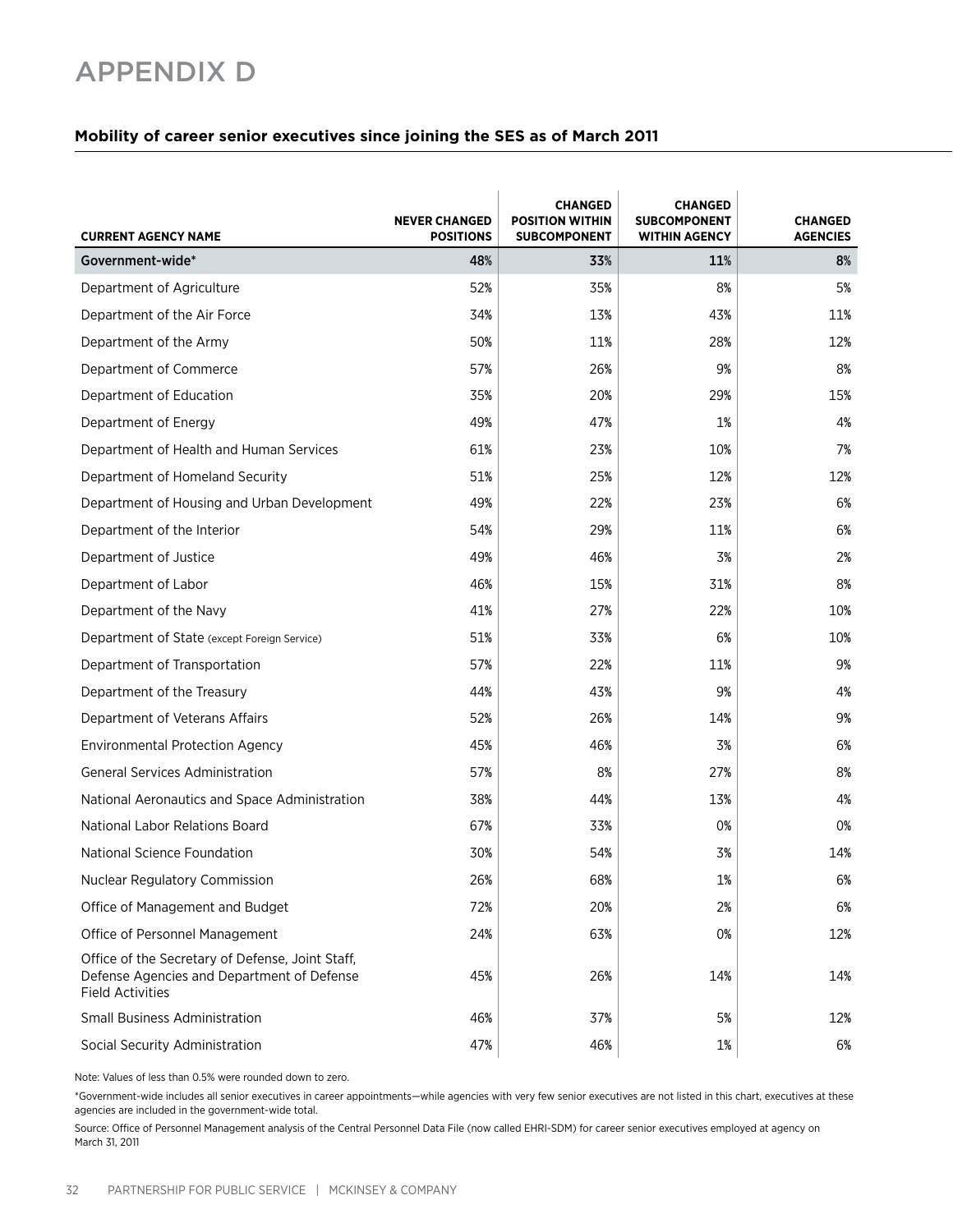# APPENDIX D

**Mobility of career senior executives since joining the SES as of March 2011**

| CURRENT AGENCY NAME | NEVER CHANGED POSITIONS | CHANGED POSITION WITHIN SUBCOMPONENT | CHANGED SUBCOMPONENT WITHIN AGENCY | CHANGED AGENCIES |
|---|---|---|---|---|
| Government-wide* | 48% | 33% | 11% | 8% |
| Department of Agriculture | 52% | 35% | 8% | 5% |
| Department of the Air Force | 34% | 13% | 43% | 11% |
| Department of the Army | 50% | 11% | 28% | 12% |
| Department of Commerce | 57% | 26% | 9% | 8% |
| Department of Education | 35% | 20% | 29% | 15% |
| Department of Energy | 49% | 47% | 1% | 4% |
| Department of Health and Human Services | 61% | 23% | 10% | 7% |
| Department of Homeland Security | 51% | 25% | 12% | 12% |
| Department of Housing and Urban Development | 49% | 22% | 23% | 6% |
| Department of the Interior | 54% | 29% | 11% | 6% |
| Department of Justice | 49% | 46% | 3% | 2% |
| Department of Labor | 46% | 15% | 31% | 8% |
| Department of the Navy | 41% | 27% | 22% | 10% |
| Department of State (except Foreign Service) | 51% | 33% | 6% | 10% |
| Department of Transportation | 57% | 22% | 11% | 9% |
| Department of the Treasury | 44% | 43% | 9% | 4% |
| Department of Veterans Affairs | 52% | 26% | 14% | 9% |
| Environmental Protection Agency | 45% | 46% | 3% | 6% |
| General Services Administration | 57% | 8% | 27% | 8% |
| National Aeronautics and Space Administration | 38% | 44% | 13% | 4% |
| National Labor Relations Board | 67% | 33% | 0% | 0% |
| National Science Foundation | 30% | 54% | 3% | 14% |
| Nuclear Regulatory Commission | 26% | 68% | 1% | 6% |
| Office of Management and Budget | 72% | 20% | 2% | 6% |
| Office of Personnel Management | 24% | 63% | 0% | 12% |
| Office of the Secretary of Defense, Joint Staff, Defense Agencies and Department of Defense Field Activities | 45% | 26% | 14% | 14% |
| Small Business Administration | 46% | 37% | 5% | 12% |
| Social Security Administration | 47% | 46% | 1% | 6% |

Note: Values of less than 0.5% were rounded down to zero.

*Government-wide includes all senior executives in career appointments—while agencies with very few senior executives are not listed in this chart, executives at these agencies are included in the government-wide total.

Source: Office of Personnel Management analysis of the Central Personnel Data File (now called EHRI-SDM) for career senior executives employed at agency on March 31, 2011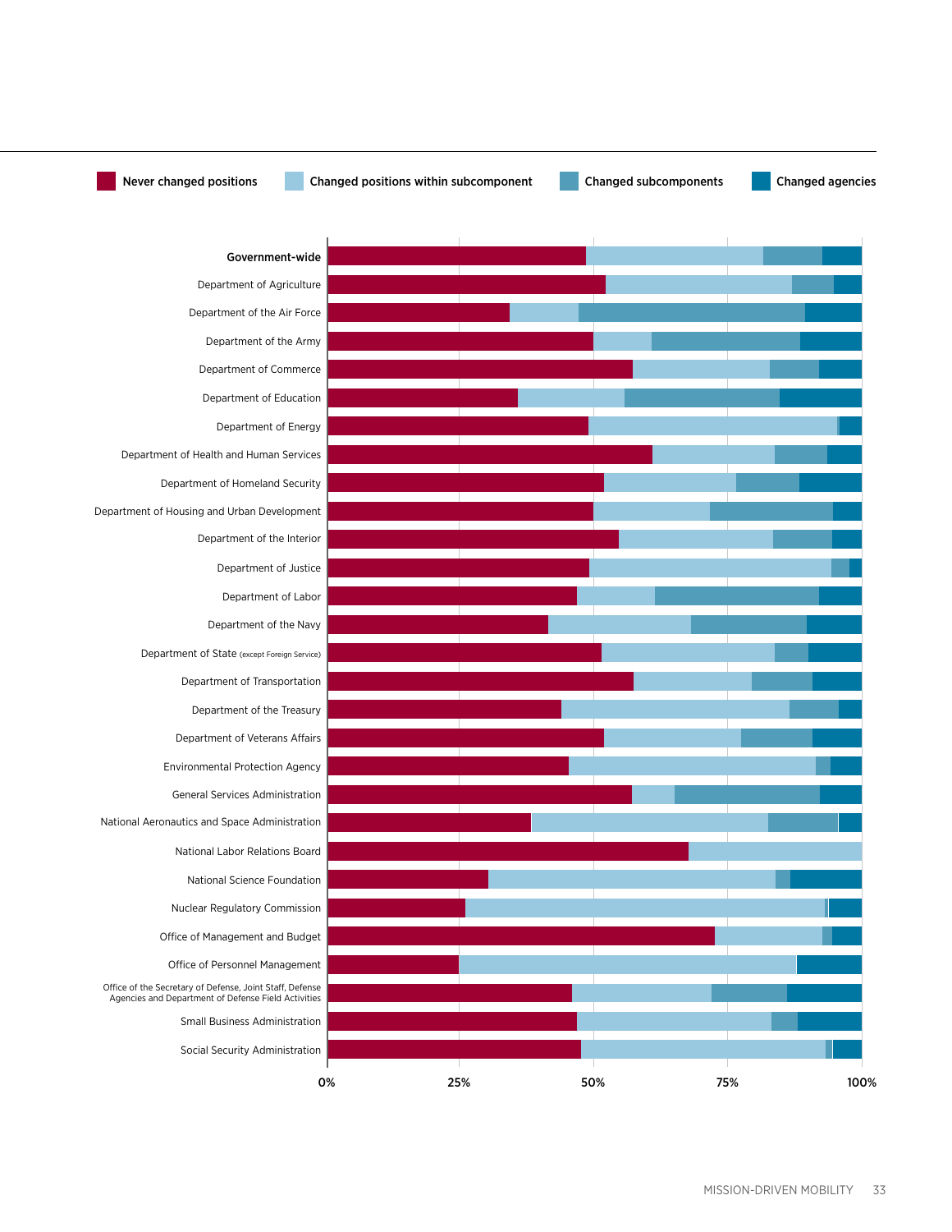Never changed positions | Changed positions within subcomponent | Changed subcomponents | Changed agencies

Government-wide
Department of Agriculture
Department of the Air Force
Department of the Army
Department of Commerce
Department of Education
Department of Energy
Department of Health and Human Services
Department of Homeland Security
Department of Housing and Urban Development
Department of the Interior
Department of Justice
Department of Labor
Department of the Navy
Department of State (except Foreign Service)
Department of Transportation
Department of the Treasury
Department of Veterans Affairs
Environmental Protection Agency
General Services Administration
National Aeronautics and Space Administration
National Labor Relations Board
National Science Foundation
Nuclear Regulatory Commission
Office of Management and Budget
Office of Personnel Management
Office of the Secretary of Defense, Joint Staff, Defense Agencies and Department of Defense Field Activities
Small Business Administration
Social Security Administration

0% 25% 50% 75% 100%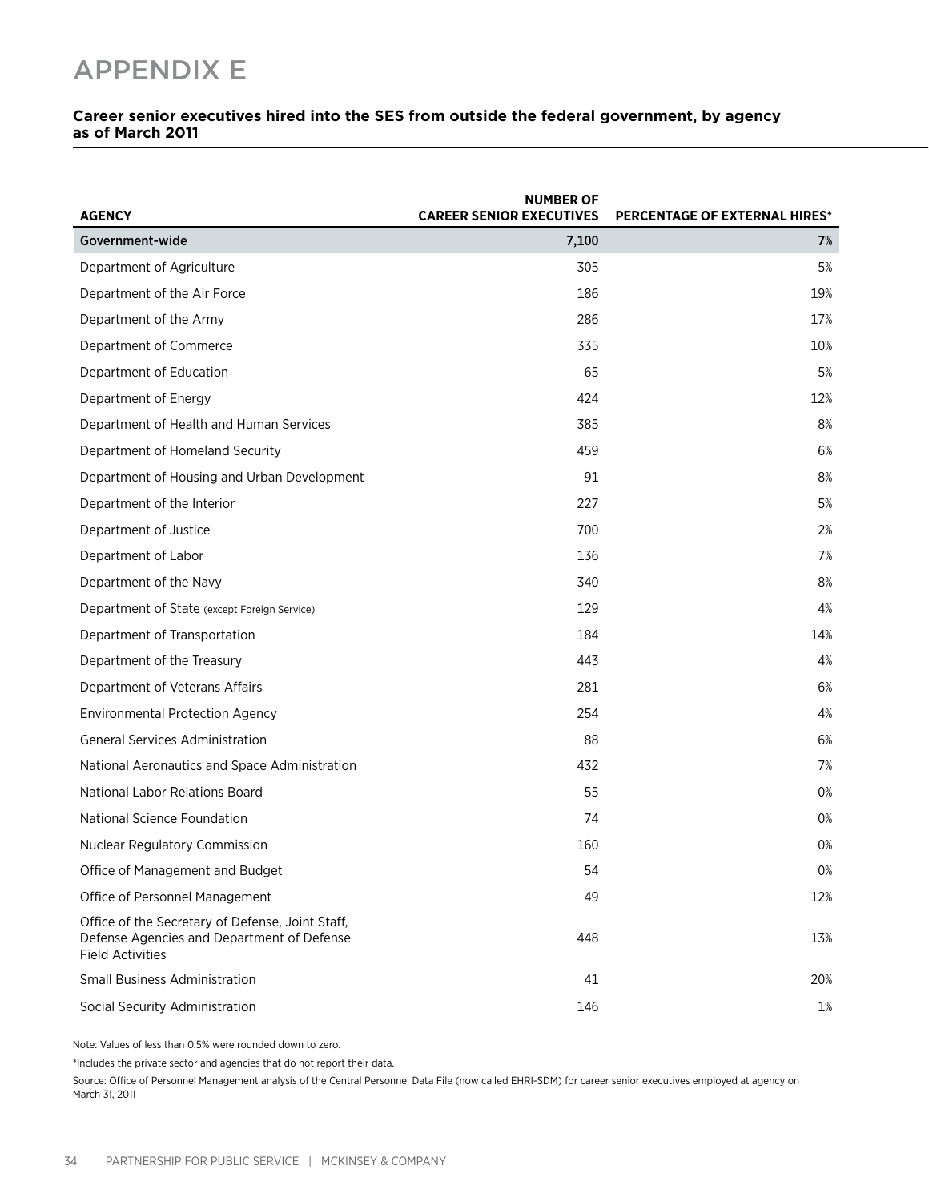# APPENDIX E

**Career senior executives hired into the SES from outside the federal government, by agency as of March 2011**

| AGENCY | NUMBER OF CAREER SENIOR EXECUTIVES | PERCENTAGE OF EXTERNAL HIRES* |
|---|---|---|
| Government-wide | 7,100 | 7% |
| Department of Agriculture | 305 | 5% |
| Department of the Air Force | 186 | 19% |
| Department of the Army | 286 | 17% |
| Department of Commerce | 335 | 10% |
| Department of Education | 65 | 5% |
| Department of Energy | 424 | 12% |
| Department of Health and Human Services | 385 | 8% |
| Department of Homeland Security | 459 | 6% |
| Department of Housing and Urban Development | 91 | 8% |
| Department of the Interior | 227 | 5% |
| Department of Justice | 700 | 2% |
| Department of Labor | 136 | 7% |
| Department of the Navy | 340 | 8% |
| Department of State (except Foreign Service) | 129 | 4% |
| Department of Transportation | 184 | 14% |
| Department of the Treasury | 443 | 4% |
| Department of Veterans Affairs | 281 | 6% |
| Environmental Protection Agency | 254 | 4% |
| General Services Administration | 88 | 6% |
| National Aeronautics and Space Administration | 432 | 7% |
| National Labor Relations Board | 55 | 0% |
| National Science Foundation | 74 | 0% |
| Nuclear Regulatory Commission | 160 | 0% |
| Office of Management and Budget | 54 | 0% |
| Office of Personnel Management | 49 | 12% |
| Office of the Secretary of Defense, Joint Staff, Defense Agencies and Department of Defense Field Activities | 448 | 13% |
| Small Business Administration | 41 | 20% |
| Social Security Administration | 146 | 1% |

Note: Values of less than 0.5% were rounded down to zero.

*Includes the private sector and agencies that do not report their data.

Source: Office of Personnel Management analysis of the Central Personnel Data File (now called EHRI-SDM) for career senior executives employed at agency on March 31, 2011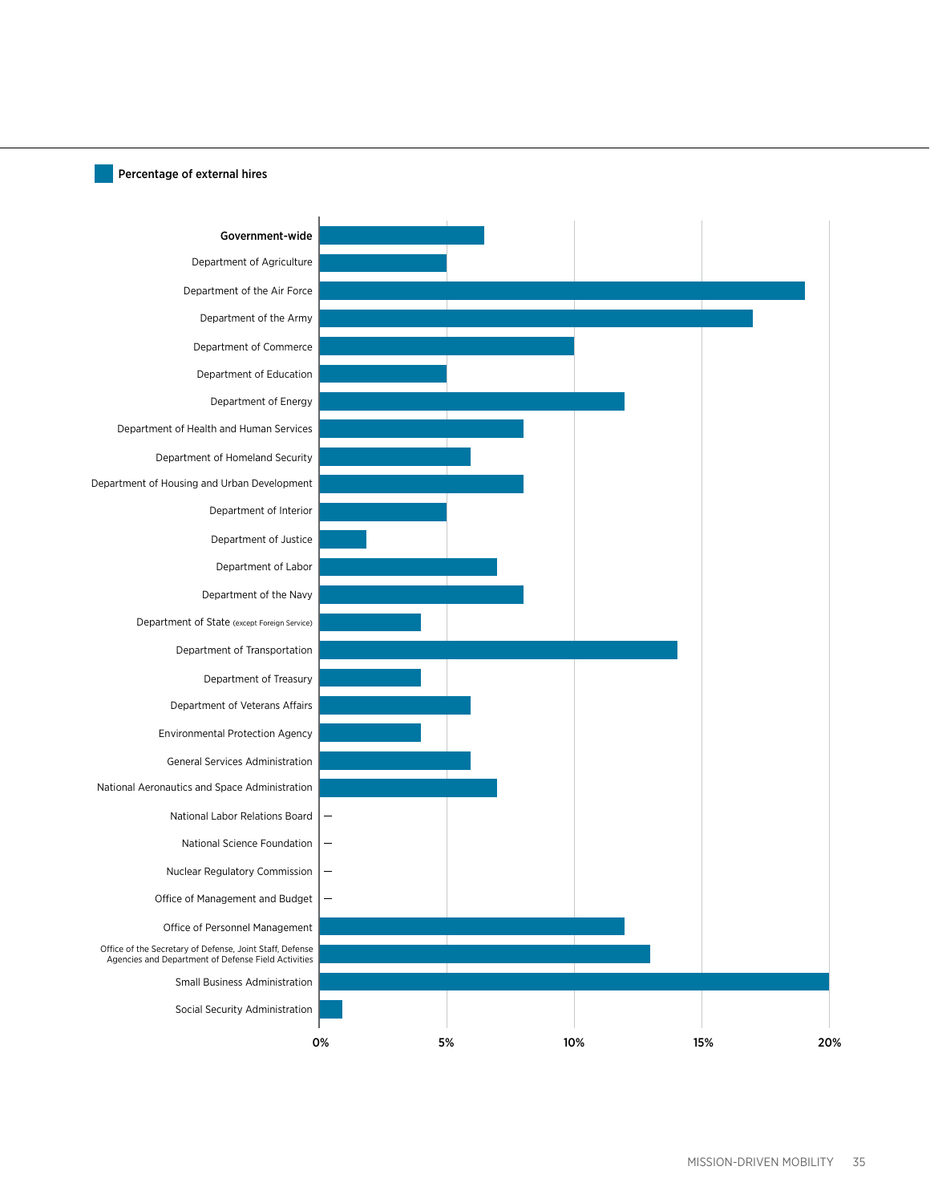Percentage of external hires

| Agency | Percentage of external hires |
|---|---|
| **Government-wide** | 6.5% |
| Department of Agriculture | 5% |
| Department of the Air Force | 19% |
| Department of the Army | 17% |
| Department of Commerce | 10% |
| Department of Education | 5% |
| Department of Energy | 12% |
| Department of Health and Human Services | 8% |
| Department of Homeland Security | 6% |
| Department of Housing and Urban Development | 8% |
| Department of Interior | 5% |
| Department of Justice | 2% |
| Department of Labor | 7% |
| Department of the Navy | 8% |
| Department of State (except Foreign Service) | 4% |
| Department of Transportation | 14% |
| Department of Treasury | 4% |
| Department of Veterans Affairs | 6% |
| Environmental Protection Agency | 4% |
| General Services Administration | 6% |
| National Aeronautics and Space Administration | 7% |
| National Labor Relations Board | — |
| National Science Foundation | — |
| Nuclear Regulatory Commission | — |
| Office of Management and Budget | — |
| Office of Personnel Management | 12% |
| Office of the Secretary of Defense, Joint Staff, Defense Agencies and Department of Defense Field Activities | 13% |
| Small Business Administration | 20% |
| Social Security Administration | 1% |

Note: percentages are approximate readings from the bar chart (axis: 0%, 5%, 10%, 15%, 20%).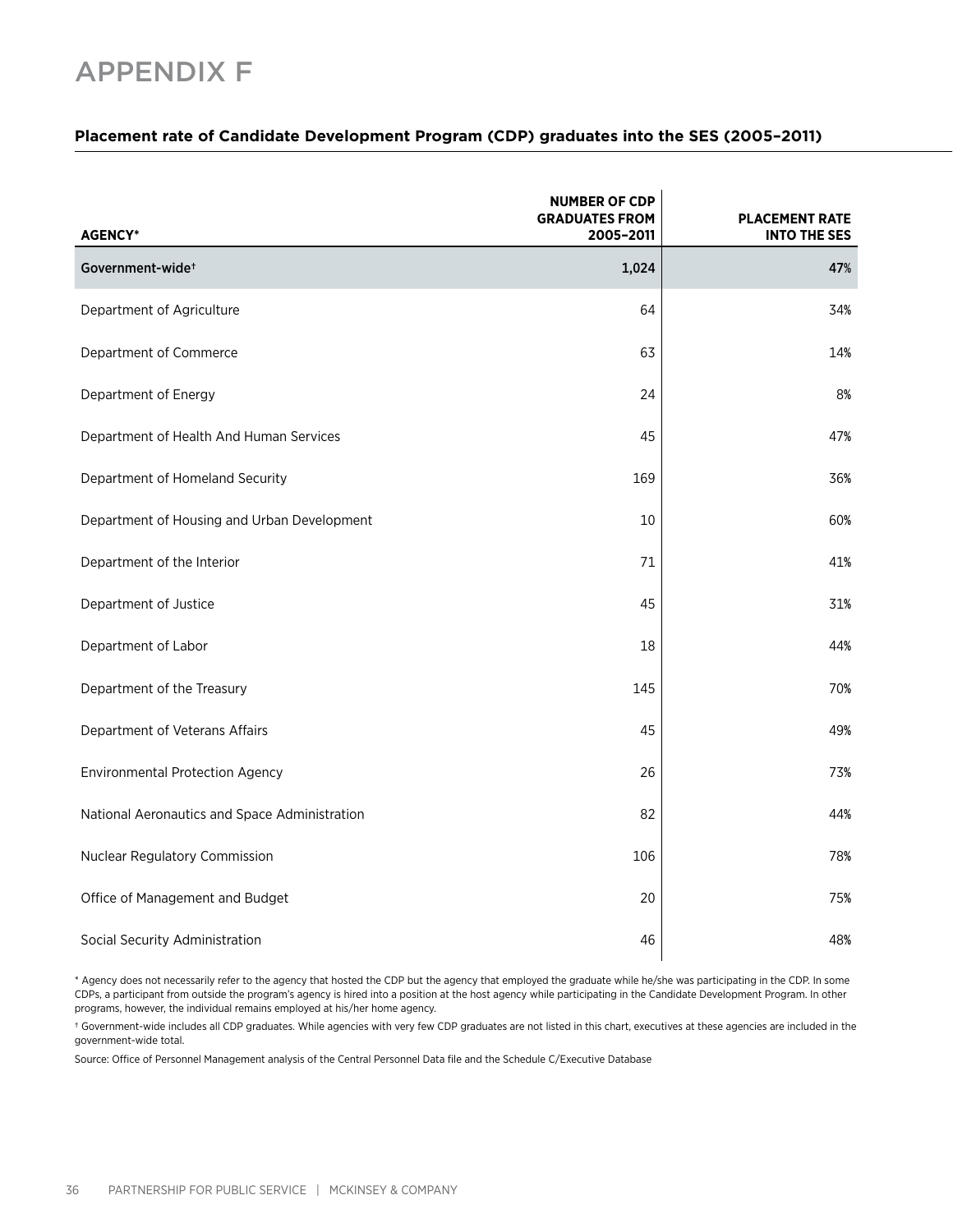# APPENDIX F

**Placement rate of Candidate Development Program (CDP) graduates into the SES (2005–2011)**

| AGENCY* | NUMBER OF CDP GRADUATES FROM 2005–2011 | PLACEMENT RATE INTO THE SES |
|---|---|---|
| Government-wide† | 1,024 | 47% |
| Department of Agriculture | 64 | 34% |
| Department of Commerce | 63 | 14% |
| Department of Energy | 24 | 8% |
| Department of Health And Human Services | 45 | 47% |
| Department of Homeland Security | 169 | 36% |
| Department of Housing and Urban Development | 10 | 60% |
| Department of the Interior | 71 | 41% |
| Department of Justice | 45 | 31% |
| Department of Labor | 18 | 44% |
| Department of the Treasury | 145 | 70% |
| Department of Veterans Affairs | 45 | 49% |
| Environmental Protection Agency | 26 | 73% |
| National Aeronautics and Space Administration | 82 | 44% |
| Nuclear Regulatory Commission | 106 | 78% |
| Office of Management and Budget | 20 | 75% |
| Social Security Administration | 46 | 48% |

* Agency does not necessarily refer to the agency that hosted the CDP but the agency that employed the graduate while he/she was participating in the CDP. In some CDPs, a participant from outside the program's agency is hired into a position at the host agency while participating in the Candidate Development Program. In other programs, however, the individual remains employed at his/her home agency.

† Government-wide includes all CDP graduates. While agencies with very few CDP graduates are not listed in this chart, executives at these agencies are included in the government-wide total.

Source: Office of Personnel Management analysis of the Central Personnel Data file and the Schedule C/Executive Database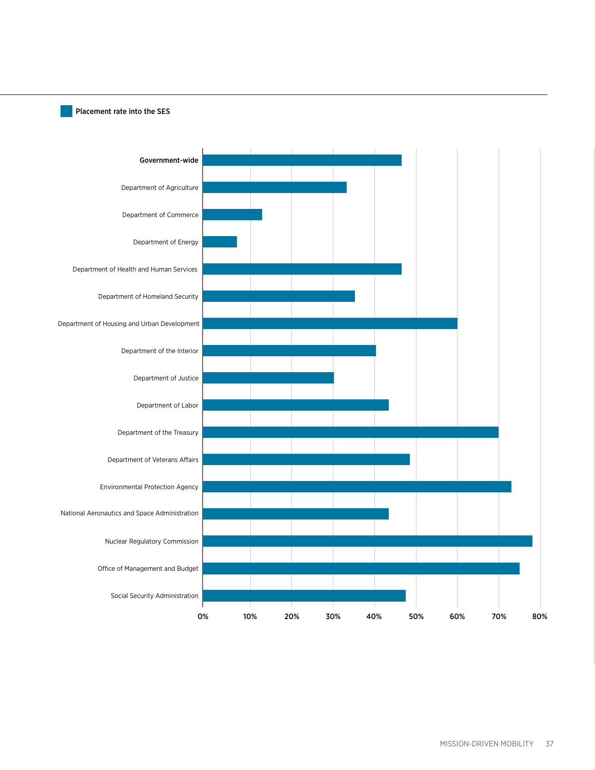Placement rate into the SES

Government-wide

Department of Agriculture

Department of Commerce

Department of Energy

Department of Health and Human Services

Department of Homeland Security

Department of Housing and Urban Development

Department of the Interior

Department of Justice

Department of Labor

Department of the Treasury

Department of Veterans Affairs

Environmental Protection Agency

National Aeronautics and Space Administration

Nuclear Regulatory Commission

Office of Management and Budget

Social Security Administration

0% 10% 20% 30% 40% 50% 60% 70% 80%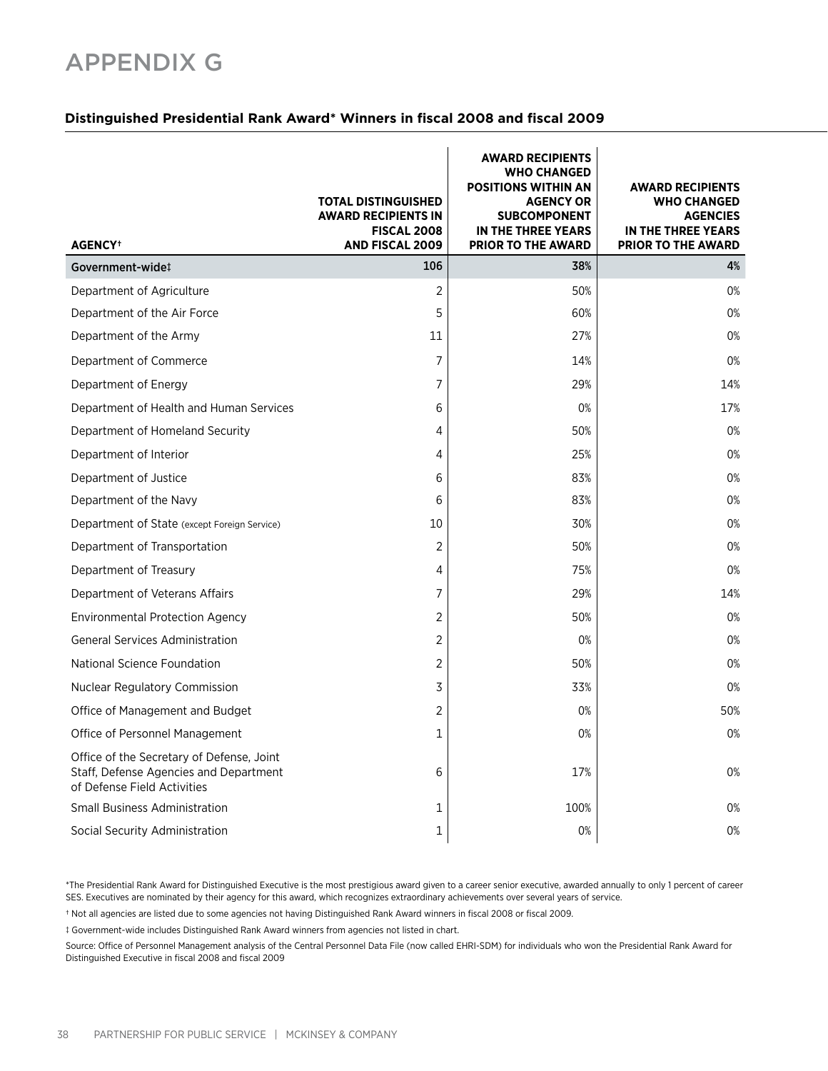# APPENDIX G

**Distinguished Presidential Rank Award* Winners in fiscal 2008 and fiscal 2009**

| AGENCY† | TOTAL DISTINGUISHED AWARD RECIPIENTS IN FISCAL 2008 AND FISCAL 2009 | AWARD RECIPIENTS WHO CHANGED POSITIONS WITHIN AN AGENCY OR SUBCOMPONENT IN THE THREE YEARS PRIOR TO THE AWARD | AWARD RECIPIENTS WHO CHANGED AGENCIES IN THE THREE YEARS PRIOR TO THE AWARD |
|---|---|---|---|
| **Government-wide‡** | **106** | **38%** | **4%** |
| Department of Agriculture | 2 | 50% | 0% |
| Department of the Air Force | 5 | 60% | 0% |
| Department of the Army | 11 | 27% | 0% |
| Department of Commerce | 7 | 14% | 0% |
| Department of Energy | 7 | 29% | 14% |
| Department of Health and Human Services | 6 | 0% | 17% |
| Department of Homeland Security | 4 | 50% | 0% |
| Department of Interior | 4 | 25% | 0% |
| Department of Justice | 6 | 83% | 0% |
| Department of the Navy | 6 | 83% | 0% |
| Department of State (except Foreign Service) | 10 | 30% | 0% |
| Department of Transportation | 2 | 50% | 0% |
| Department of Treasury | 4 | 75% | 0% |
| Department of Veterans Affairs | 7 | 29% | 14% |
| Environmental Protection Agency | 2 | 50% | 0% |
| General Services Administration | 2 | 0% | 0% |
| National Science Foundation | 2 | 50% | 0% |
| Nuclear Regulatory Commission | 3 | 33% | 0% |
| Office of Management and Budget | 2 | 0% | 50% |
| Office of Personnel Management | 1 | 0% | 0% |
| Office of the Secretary of Defense, Joint Staff, Defense Agencies and Department of Defense Field Activities | 6 | 17% | 0% |
| Small Business Administration | 1 | 100% | 0% |
| Social Security Administration | 1 | 0% | 0% |

*The Presidential Rank Award for Distinguished Executive is the most prestigious award given to a career senior executive, awarded annually to only 1 percent of career SES. Executives are nominated by their agency for this award, which recognizes extraordinary achievements over several years of service.

† Not all agencies are listed due to some agencies not having Distinguished Rank Award winners in fiscal 2008 or fiscal 2009.

‡ Government-wide includes Distinguished Rank Award winners from agencies not listed in chart.

Source: Office of Personnel Management analysis of the Central Personnel Data File (now called EHRI-SDM) for individuals who won the Presidential Rank Award for Distinguished Executive in fiscal 2008 and fiscal 2009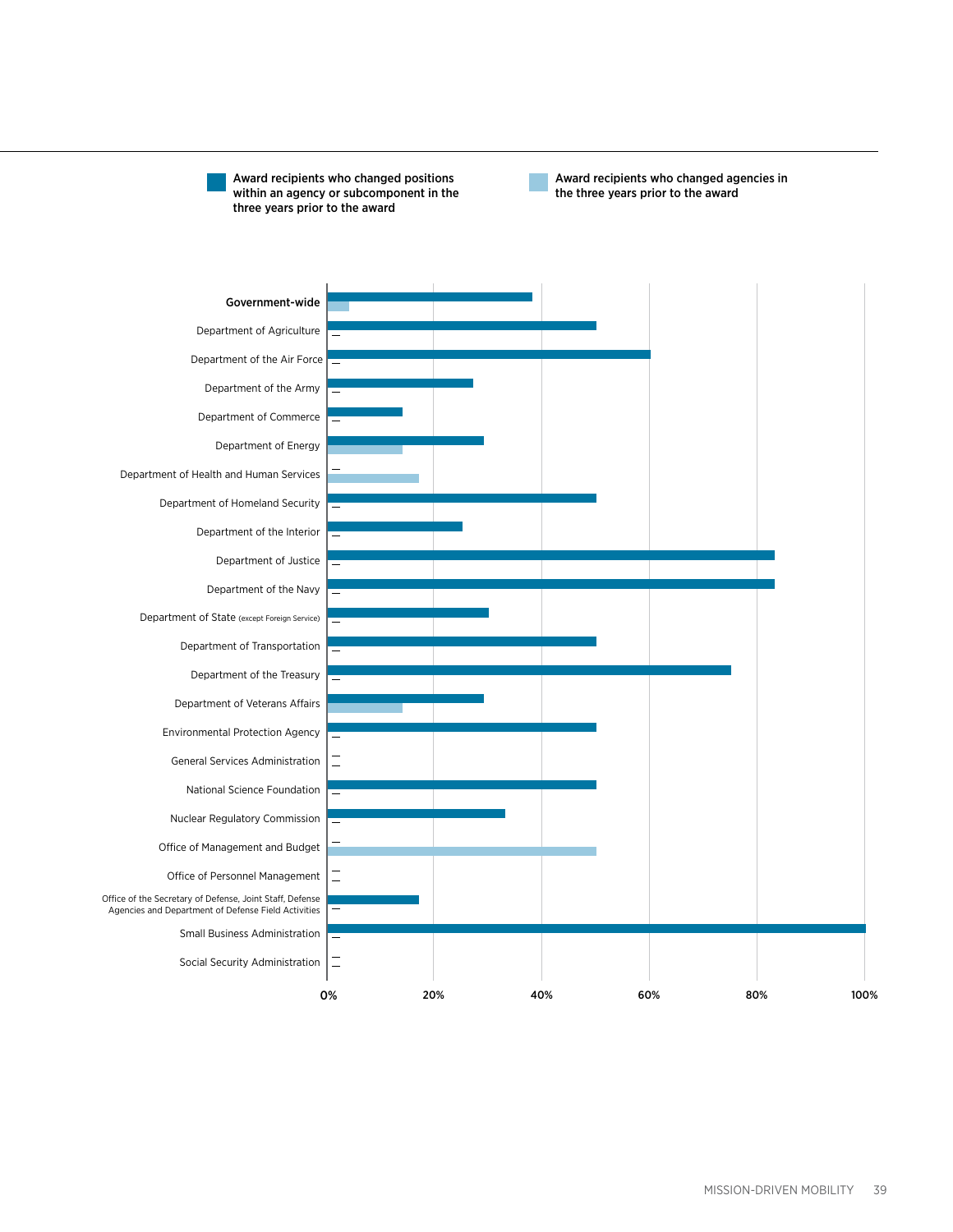Award recipients who changed positions within an agency or subcomponent in the three years prior to the award

Award recipients who changed agencies in the three years prior to the award

**Government-wide**

Department of Agriculture

Department of the Air Force

Department of the Army

Department of Commerce

Department of Energy

Department of Health and Human Services

Department of Homeland Security

Department of the Interior

Department of Justice

Department of the Navy

Department of State (except Foreign Service)

Department of Transportation

Department of the Treasury

Department of Veterans Affairs

Environmental Protection Agency

General Services Administration

National Science Foundation

Nuclear Regulatory Commission

Office of Management and Budget

Office of Personnel Management

Office of the Secretary of Defense, Joint Staff, Defense Agencies and Department of Defense Field Activities

Small Business Administration

Social Security Administration

0% 20% 40% 60% 80% 100%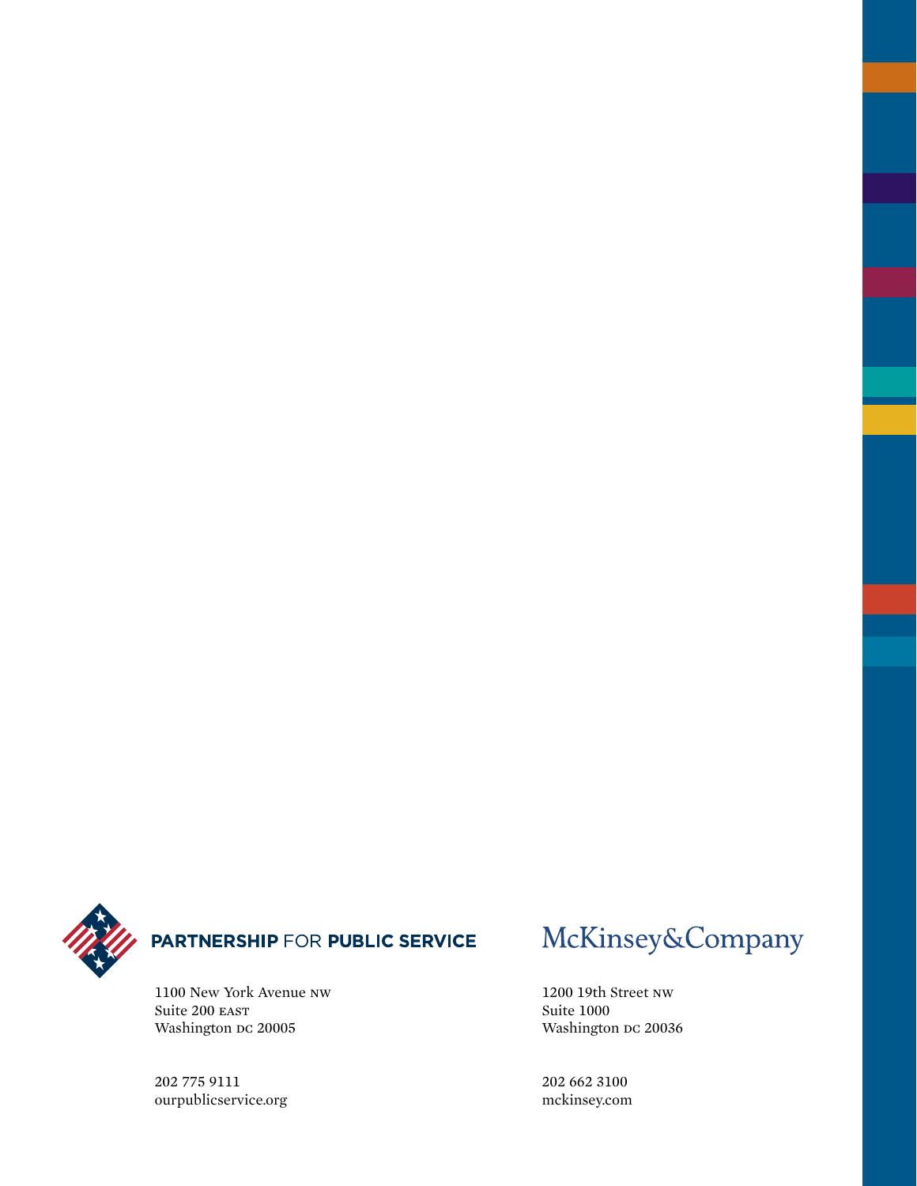**PARTNERSHIP** FOR **PUBLIC SERVICE**

1100 New York Avenue NW
Suite 200 EAST
Washington DC 20005

202 775 9111
ourpublicservice.org

McKinsey&Company

1200 19th Street NW
Suite 1000
Washington DC 20036

202 662 3100
mckinsey.com